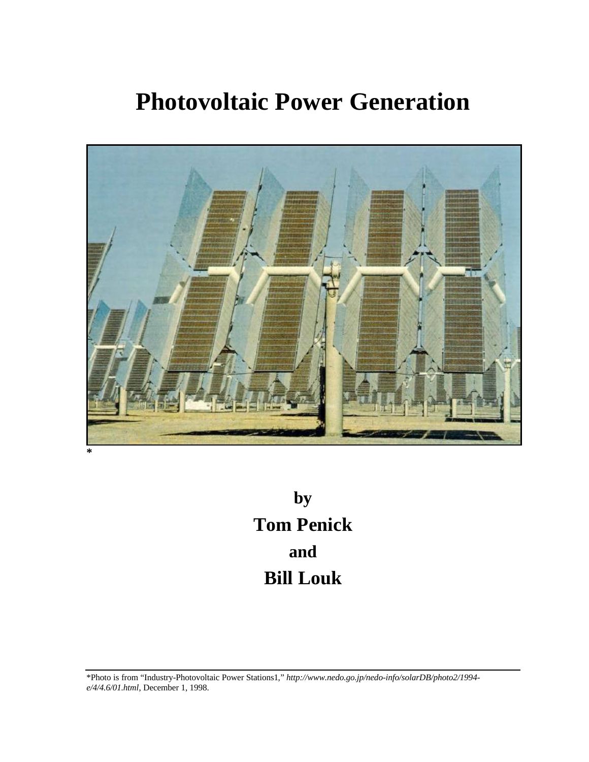# Photovoltaic Power Generation

*

by

**Tom Penick**

and

**Bill Louk**

---

*Photo is from "Industry-Photovoltaic Power Stations1," *http://www.nedo.go.jp/nedo-info/solarDB/photo2/1994-e/4/4.6/01.html*, December 1, 1998.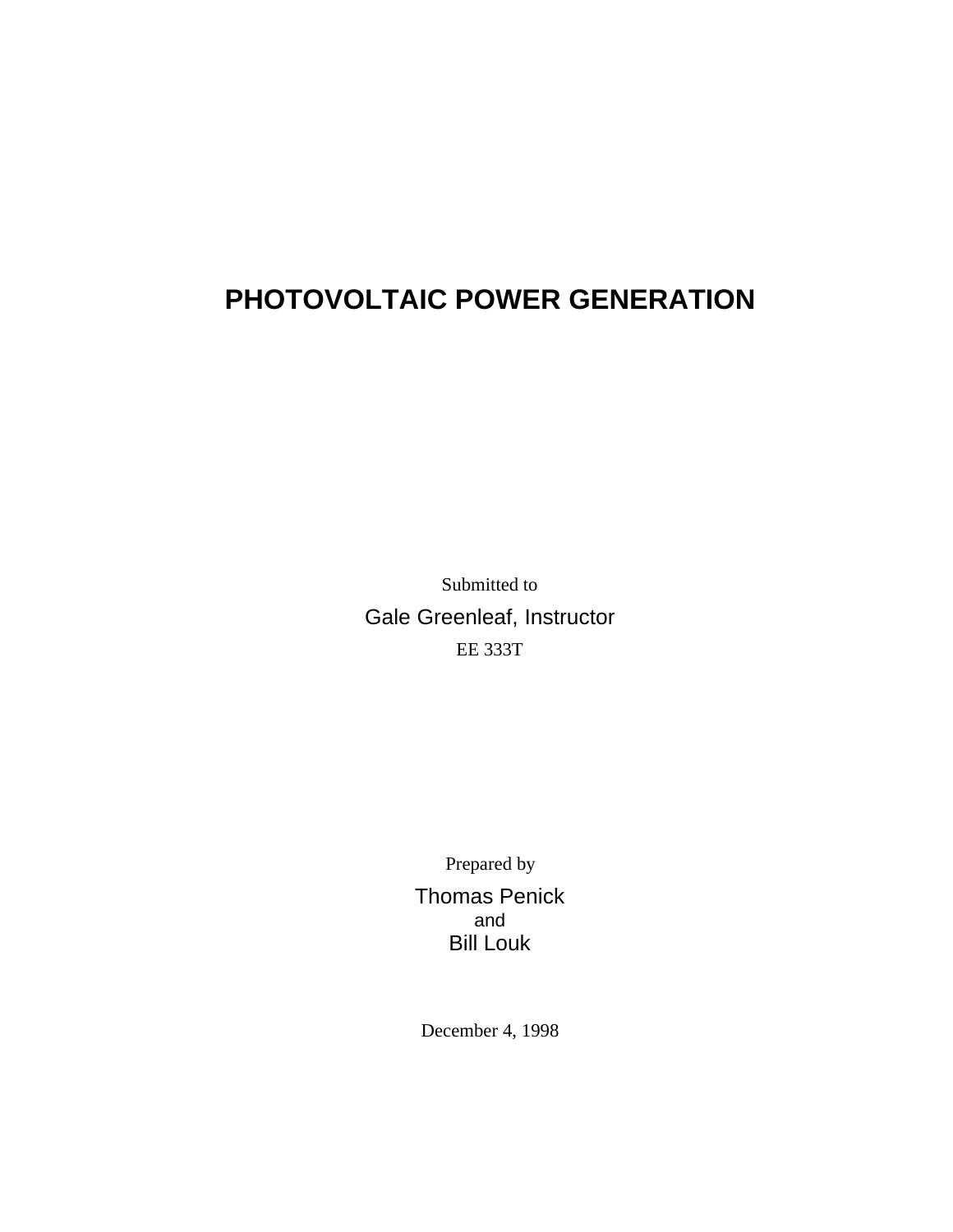# PHOTOVOLTAIC POWER GENERATION

Submitted to

Gale Greenleaf, Instructor

EE 333T

Prepared by

Thomas Penick

and

Bill Louk

December 4, 1998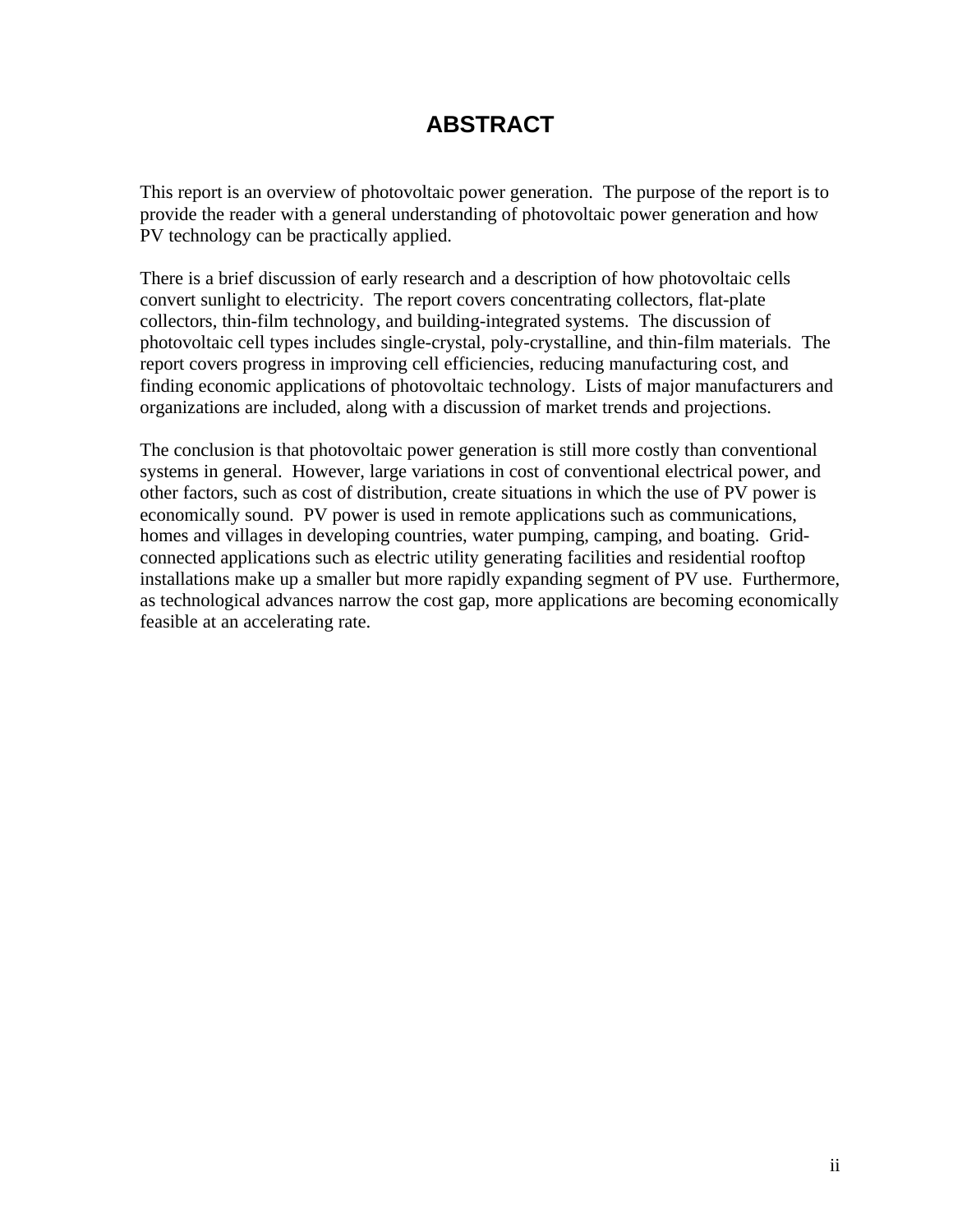# ABSTRACT

This report is an overview of photovoltaic power generation. The purpose of the report is to provide the reader with a general understanding of photovoltaic power generation and how PV technology can be practically applied.

There is a brief discussion of early research and a description of how photovoltaic cells convert sunlight to electricity. The report covers concentrating collectors, flat-plate collectors, thin-film technology, and building-integrated systems. The discussion of photovoltaic cell types includes single-crystal, poly-crystalline, and thin-film materials. The report covers progress in improving cell efficiencies, reducing manufacturing cost, and finding economic applications of photovoltaic technology. Lists of major manufacturers and organizations are included, along with a discussion of market trends and projections.

The conclusion is that photovoltaic power generation is still more costly than conventional systems in general. However, large variations in cost of conventional electrical power, and other factors, such as cost of distribution, create situations in which the use of PV power is economically sound. PV power is used in remote applications such as communications, homes and villages in developing countries, water pumping, camping, and boating. Grid-connected applications such as electric utility generating facilities and residential rooftop installations make up a smaller but more rapidly expanding segment of PV use. Furthermore, as technological advances narrow the cost gap, more applications are becoming economically feasible at an accelerating rate.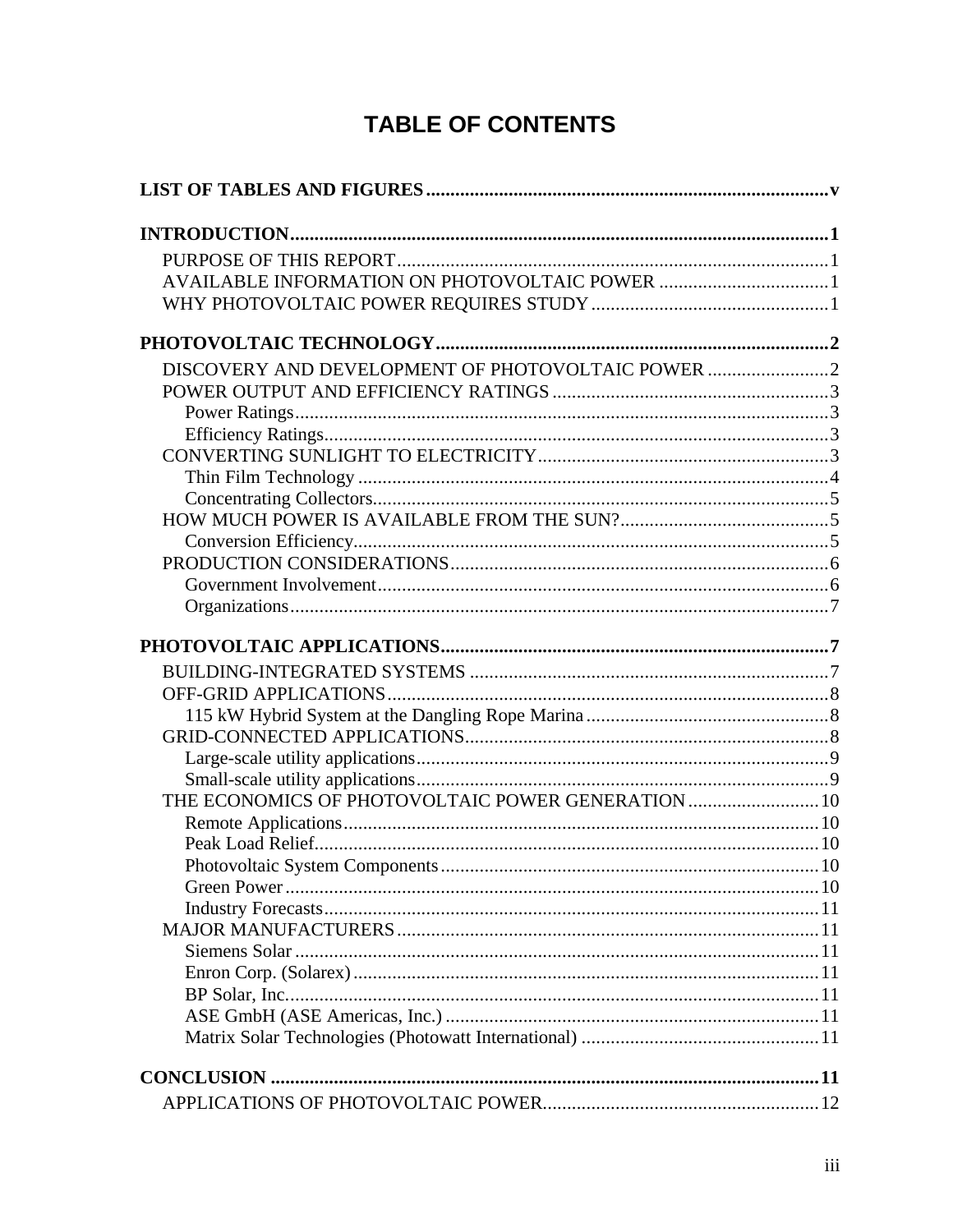# TABLE OF CONTENTS

**LIST OF TABLES AND FIGURES** ..... v

**INTRODUCTION** ..... 1

- PURPOSE OF THIS REPORT ..... 1
- AVAILABLE INFORMATION ON PHOTOVOLTAIC POWER ..... 1
- WHY PHOTOVOLTAIC POWER REQUIRES STUDY ..... 1

**PHOTOVOLTAIC TECHNOLOGY** ..... 2

- DISCOVERY AND DEVELOPMENT OF PHOTOVOLTAIC POWER ..... 2
- POWER OUTPUT AND EFFICIENCY RATINGS ..... 3
  - Power Ratings ..... 3
  - Efficiency Ratings ..... 3
- CONVERTING SUNLIGHT TO ELECTRICITY ..... 3
  - Thin Film Technology ..... 4
  - Concentrating Collectors ..... 5
- HOW MUCH POWER IS AVAILABLE FROM THE SUN? ..... 5
  - Conversion Efficiency ..... 5
- PRODUCTION CONSIDERATIONS ..... 6
  - Government Involvement ..... 6
  - Organizations ..... 7

**PHOTOVOLTAIC APPLICATIONS** ..... 7

- BUILDING-INTEGRATED SYSTEMS ..... 7
- OFF-GRID APPLICATIONS ..... 8
  - 115 kW Hybrid System at the Dangling Rope Marina ..... 8
- GRID-CONNECTED APPLICATIONS ..... 8
  - Large-scale utility applications ..... 9
  - Small-scale utility applications ..... 9
- THE ECONOMICS OF PHOTOVOLTAIC POWER GENERATION ..... 10
  - Remote Applications ..... 10
  - Peak Load Relief ..... 10
  - Photovoltaic System Components ..... 10
  - Green Power ..... 10
  - Industry Forecasts ..... 11
- MAJOR MANUFACTURERS ..... 11
  - Siemens Solar ..... 11
  - Enron Corp. (Solarex) ..... 11
  - BP Solar, Inc. ..... 11
  - ASE GmbH (ASE Americas, Inc.) ..... 11
  - Matrix Solar Technologies (Photowatt International) ..... 11

**CONCLUSION** ..... 11

- APPLICATIONS OF PHOTOVOLTAIC POWER ..... 12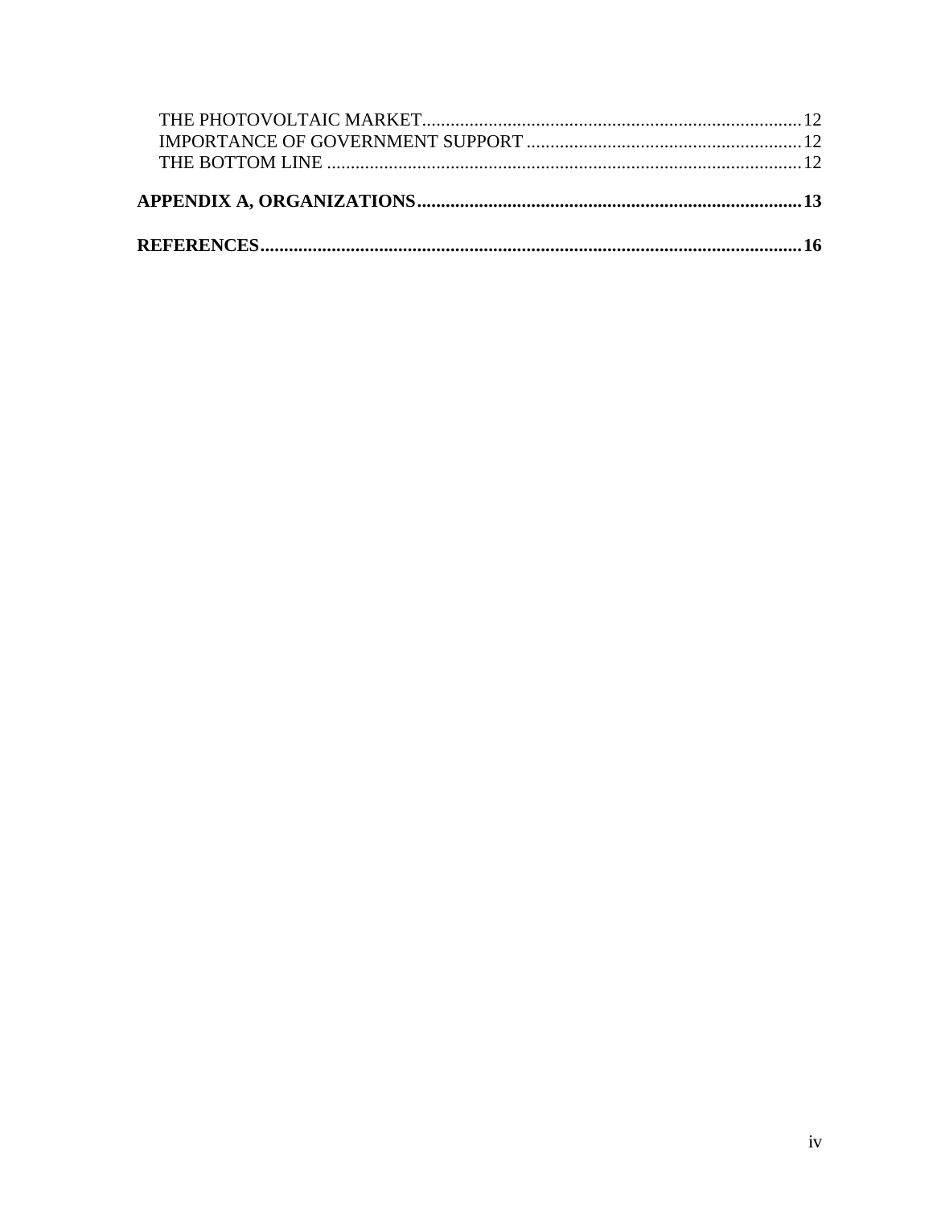THE PHOTOVOLTAIC MARKET ........................................................................... 12
IMPORTANCE OF GOVERNMENT SUPPORT ................................................... 12
THE BOTTOM LINE ........................................................................................... 12

**APPENDIX A, ORGANIZATIONS ........................................................................ 13**

**REFERENCES ......................................................................................................... 16**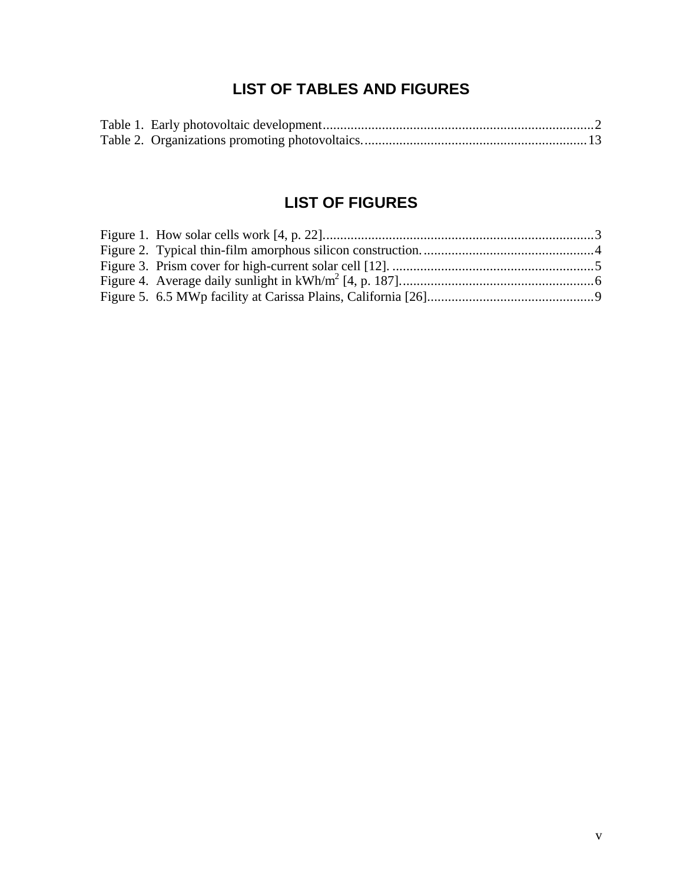# LIST OF TABLES AND FIGURES

Table 1. Early photovoltaic development..............................................................................2
Table 2. Organizations promoting photovoltaics.................................................................13

# LIST OF FIGURES

Figure 1. How solar cells work [4, p. 22]..............................................................................3
Figure 2. Typical thin-film amorphous silicon construction..................................................4
Figure 3. Prism cover for high-current solar cell [12]. ..........................................................5
Figure 4. Average daily sunlight in $kWh/m^2$ [4, p. 187]........................................................6
Figure 5. 6.5 MWp facility at Carissa Plains, California [26]................................................9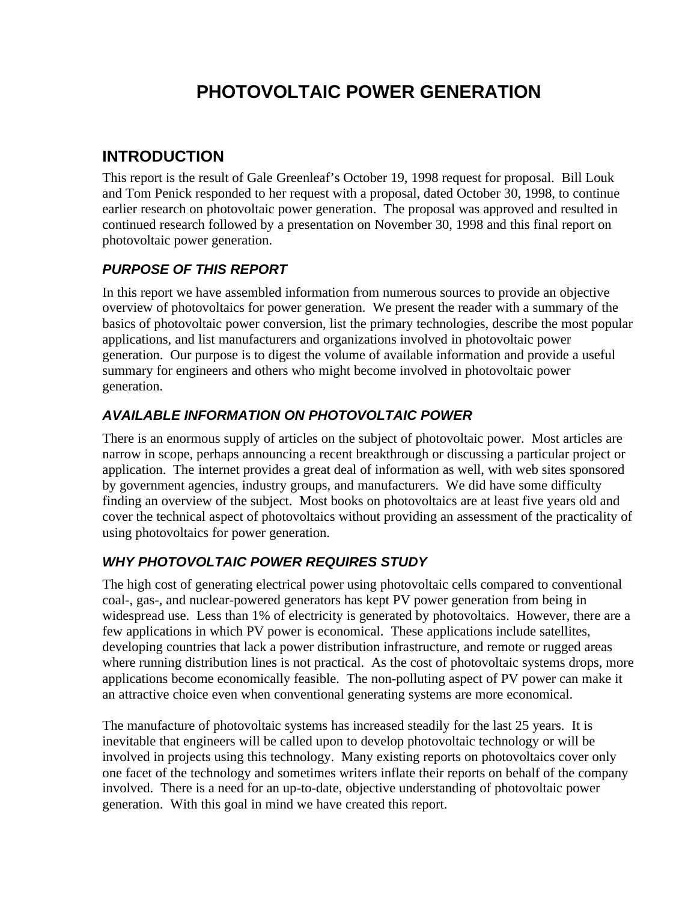# PHOTOVOLTAIC POWER GENERATION

## INTRODUCTION

This report is the result of Gale Greenleaf's October 19, 1998 request for proposal. Bill Louk and Tom Penick responded to her request with a proposal, dated October 30, 1998, to continue earlier research on photovoltaic power generation. The proposal was approved and resulted in continued research followed by a presentation on November 30, 1998 and this final report on photovoltaic power generation.

### *PURPOSE OF THIS REPORT*

In this report we have assembled information from numerous sources to provide an objective overview of photovoltaics for power generation. We present the reader with a summary of the basics of photovoltaic power conversion, list the primary technologies, describe the most popular applications, and list manufacturers and organizations involved in photovoltaic power generation. Our purpose is to digest the volume of available information and provide a useful summary for engineers and others who might become involved in photovoltaic power generation.

### *AVAILABLE INFORMATION ON PHOTOVOLTAIC POWER*

There is an enormous supply of articles on the subject of photovoltaic power. Most articles are narrow in scope, perhaps announcing a recent breakthrough or discussing a particular project or application. The internet provides a great deal of information as well, with web sites sponsored by government agencies, industry groups, and manufacturers. We did have some difficulty finding an overview of the subject. Most books on photovoltaics are at least five years old and cover the technical aspect of photovoltaics without providing an assessment of the practicality of using photovoltaics for power generation.

### *WHY PHOTOVOLTAIC POWER REQUIRES STUDY*

The high cost of generating electrical power using photovoltaic cells compared to conventional coal-, gas-, and nuclear-powered generators has kept PV power generation from being in widespread use. Less than 1% of electricity is generated by photovoltaics. However, there are a few applications in which PV power is economical. These applications include satellites, developing countries that lack a power distribution infrastructure, and remote or rugged areas where running distribution lines is not practical. As the cost of photovoltaic systems drops, more applications become economically feasible. The non-polluting aspect of PV power can make it an attractive choice even when conventional generating systems are more economical.

The manufacture of photovoltaic systems has increased steadily for the last 25 years. It is inevitable that engineers will be called upon to develop photovoltaic technology or will be involved in projects using this technology. Many existing reports on photovoltaics cover only one facet of the technology and sometimes writers inflate their reports on behalf of the company involved. There is a need for an up-to-date, objective understanding of photovoltaic power generation. With this goal in mind we have created this report.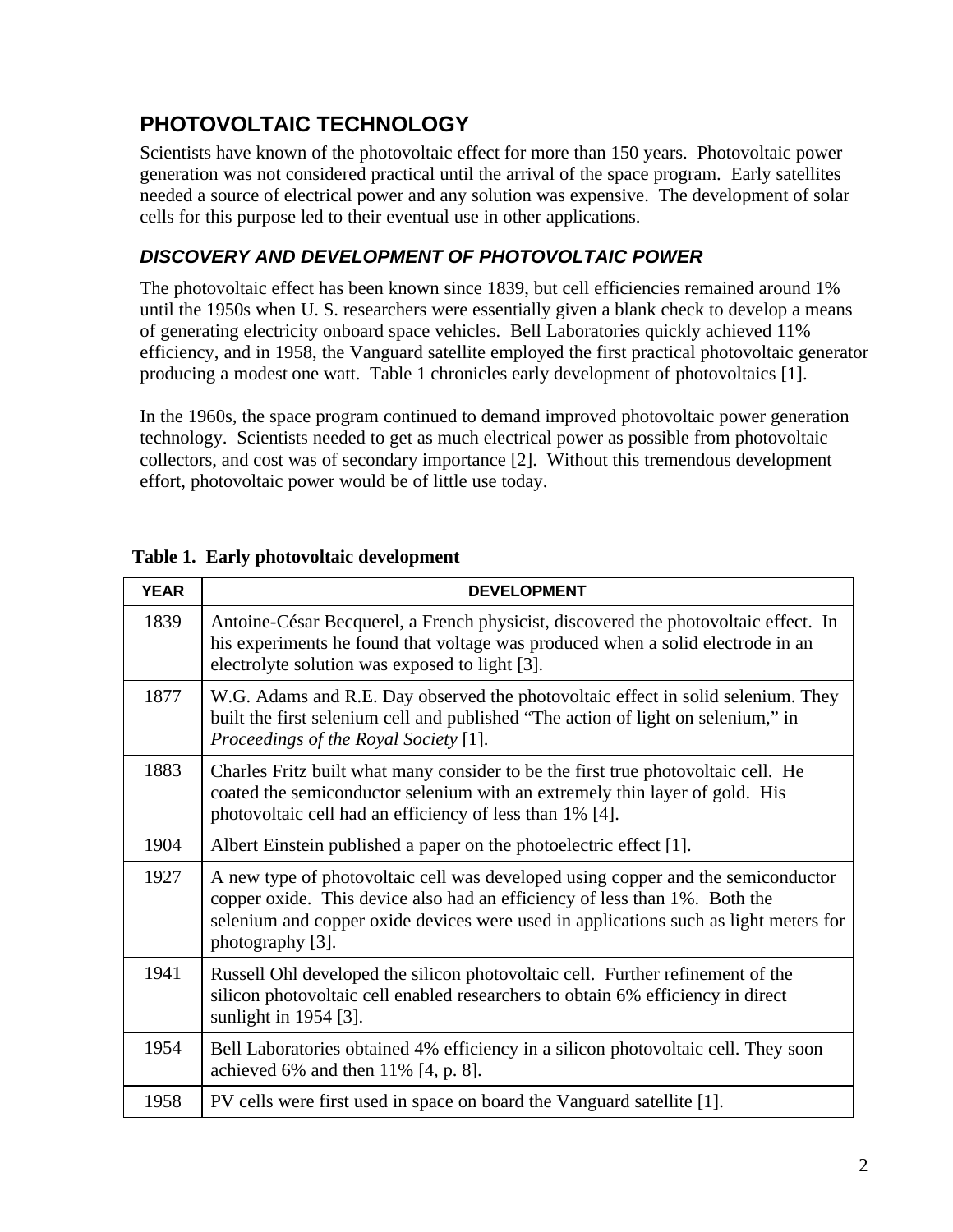## PHOTOVOLTAIC TECHNOLOGY

Scientists have known of the photovoltaic effect for more than 150 years. Photovoltaic power generation was not considered practical until the arrival of the space program. Early satellites needed a source of electrical power and any solution was expensive. The development of solar cells for this purpose led to their eventual use in other applications.

### *DISCOVERY AND DEVELOPMENT OF PHOTOVOLTAIC POWER*

The photovoltaic effect has been known since 1839, but cell efficiencies remained around 1% until the 1950s when U. S. researchers were essentially given a blank check to develop a means of generating electricity onboard space vehicles. Bell Laboratories quickly achieved 11% efficiency, and in 1958, the Vanguard satellite employed the first practical photovoltaic generator producing a modest one watt. Table 1 chronicles early development of photovoltaics [1].

In the 1960s, the space program continued to demand improved photovoltaic power generation technology. Scientists needed to get as much electrical power as possible from photovoltaic collectors, and cost was of secondary importance [2]. Without this tremendous development effort, photovoltaic power would be of little use today.

**Table 1. Early photovoltaic development**

| YEAR | DEVELOPMENT |
|---|---|
| 1839 | Antoine-César Becquerel, a French physicist, discovered the photovoltaic effect. In his experiments he found that voltage was produced when a solid electrode in an electrolyte solution was exposed to light [3]. |
| 1877 | W.G. Adams and R.E. Day observed the photovoltaic effect in solid selenium. They built the first selenium cell and published "The action of light on selenium," in *Proceedings of the Royal Society* [1]. |
| 1883 | Charles Fritz built what many consider to be the first true photovoltaic cell. He coated the semiconductor selenium with an extremely thin layer of gold. His photovoltaic cell had an efficiency of less than 1% [4]. |
| 1904 | Albert Einstein published a paper on the photoelectric effect [1]. |
| 1927 | A new type of photovoltaic cell was developed using copper and the semiconductor copper oxide. This device also had an efficiency of less than 1%. Both the selenium and copper oxide devices were used in applications such as light meters for photography [3]. |
| 1941 | Russell Ohl developed the silicon photovoltaic cell. Further refinement of the silicon photovoltaic cell enabled researchers to obtain 6% efficiency in direct sunlight in 1954 [3]. |
| 1954 | Bell Laboratories obtained 4% efficiency in a silicon photovoltaic cell. They soon achieved 6% and then 11% [4, p. 8]. |
| 1958 | PV cells were first used in space on board the Vanguard satellite [1]. |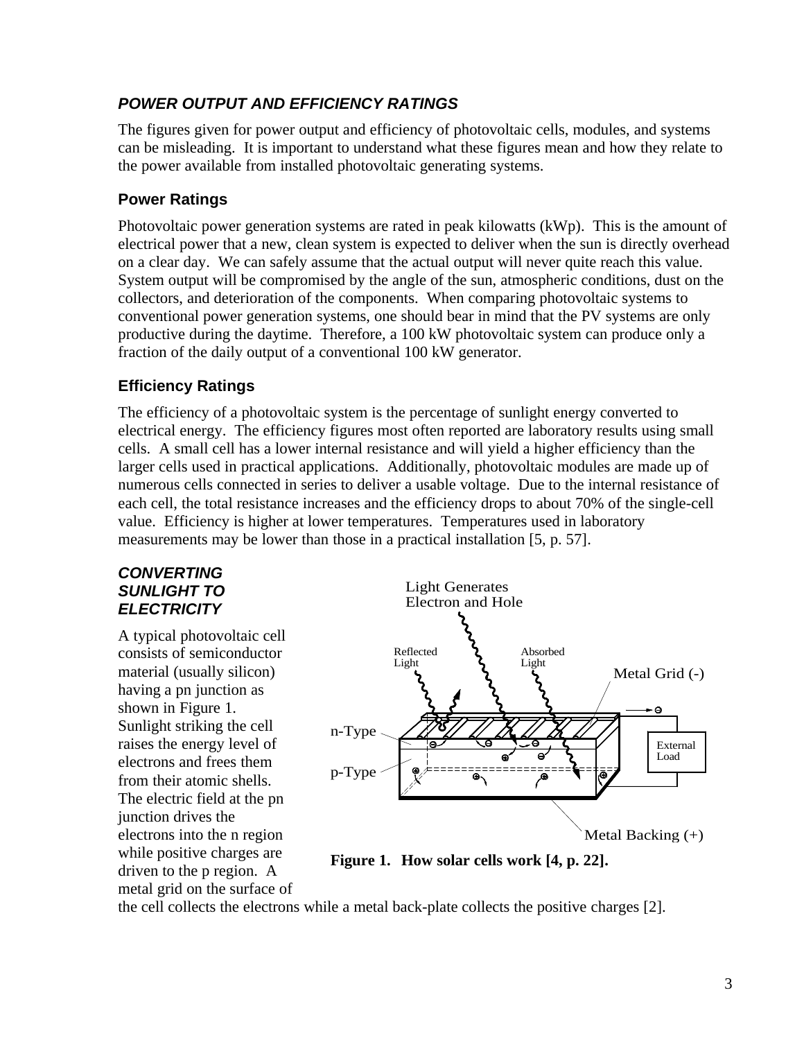## *POWER OUTPUT AND EFFICIENCY RATINGS*

The figures given for power output and efficiency of photovoltaic cells, modules, and systems can be misleading. It is important to understand what these figures mean and how they relate to the power available from installed photovoltaic generating systems.

### Power Ratings

Photovoltaic power generation systems are rated in peak kilowatts (kWp). This is the amount of electrical power that a new, clean system is expected to deliver when the sun is directly overhead on a clear day. We can safely assume that the actual output will never quite reach this value. System output will be compromised by the angle of the sun, atmospheric conditions, dust on the collectors, and deterioration of the components. When comparing photovoltaic systems to conventional power generation systems, one should bear in mind that the PV systems are only productive during the daytime. Therefore, a 100 kW photovoltaic system can produce only a fraction of the daily output of a conventional 100 kW generator.

### Efficiency Ratings

The efficiency of a photovoltaic system is the percentage of sunlight energy converted to electrical energy. The efficiency figures most often reported are laboratory results using small cells. A small cell has a lower internal resistance and will yield a higher efficiency than the larger cells used in practical applications. Additionally, photovoltaic modules are made up of numerous cells connected in series to deliver a usable voltage. Due to the internal resistance of each cell, the total resistance increases and the efficiency drops to about 70% of the single-cell value. Efficiency is higher at lower temperatures. Temperatures used in laboratory measurements may be lower than those in a practical installation [5, p. 57].

## *CONVERTING SUNLIGHT TO ELECTRICITY*

A typical photovoltaic cell consists of semiconductor material (usually silicon) having a pn junction as shown in Figure 1. Sunlight striking the cell raises the energy level of electrons and frees them from their atomic shells. The electric field at the pn junction drives the electrons into the n region while positive charges are driven to the p region. A metal grid on the surface of the cell collects the electrons while a metal back-plate collects the positive charges [2].

**Figure 1. How solar cells work [4, p. 22].**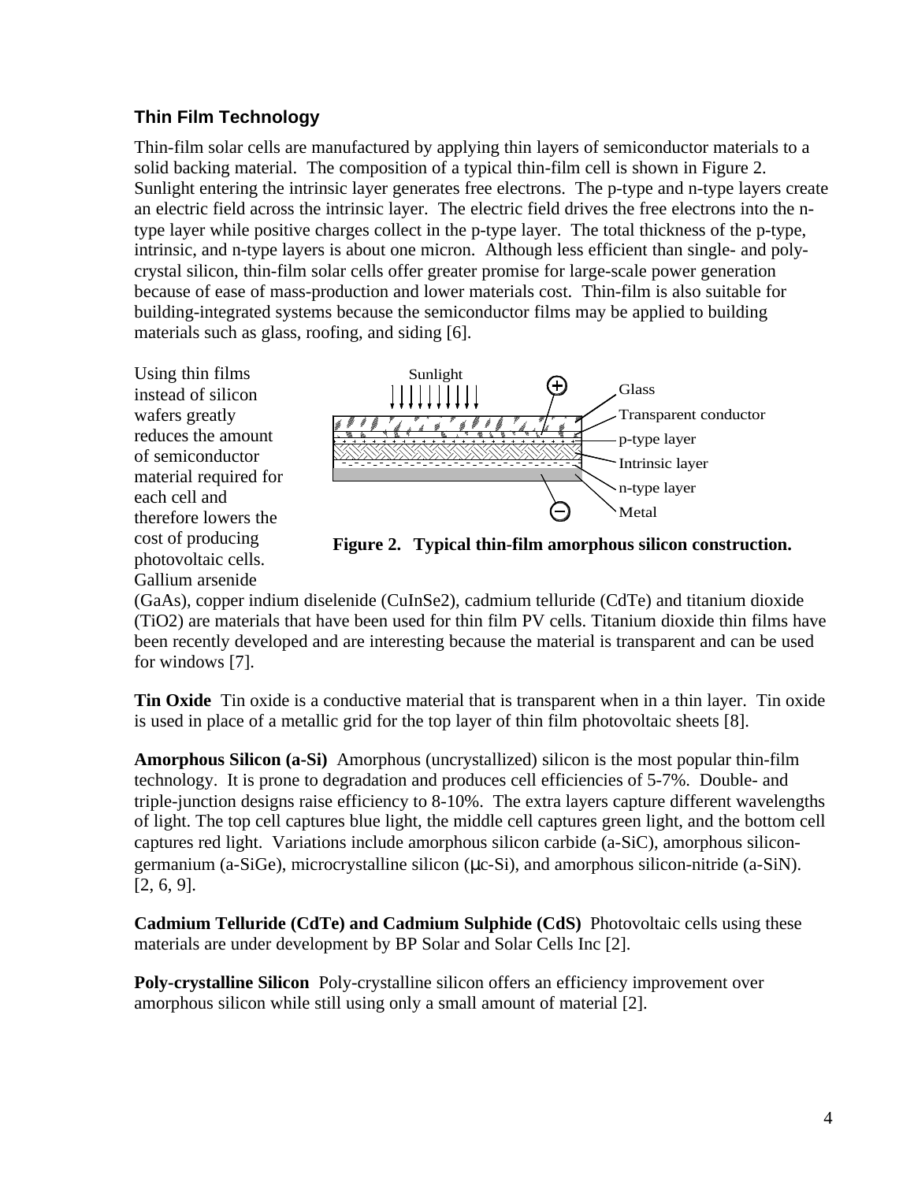### Thin Film Technology

Thin-film solar cells are manufactured by applying thin layers of semiconductor materials to a solid backing material. The composition of a typical thin-film cell is shown in Figure 2. Sunlight entering the intrinsic layer generates free electrons. The p-type and n-type layers create an electric field across the intrinsic layer. The electric field drives the free electrons into the n-type layer while positive charges collect in the p-type layer. The total thickness of the p-type, intrinsic, and n-type layers is about one micron. Although less efficient than single- and poly-crystal silicon, thin-film solar cells offer greater promise for large-scale power generation because of ease of mass-production and lower materials cost. Thin-film is also suitable for building-integrated systems because the semiconductor films may be applied to building materials such as glass, roofing, and siding [6].

Sunlight

Glass

Transparent conductor

p-type layer

Intrinsic layer

n-type layer

Metal

**Figure 2. Typical thin-film amorphous silicon construction.**

Using thin films instead of silicon wafers greatly reduces the amount of semiconductor material required for each cell and therefore lowers the cost of producing photovoltaic cells. Gallium arsenide (GaAs), copper indium diselenide ($CuInSe_2$), cadmium telluride (CdTe) and titanium dioxide ($TiO_2$) are materials that have been used for thin film PV cells. Titanium dioxide thin films have been recently developed and are interesting because the material is transparent and can be used for windows [7].

**Tin Oxide** Tin oxide is a conductive material that is transparent when in a thin layer. Tin oxide is used in place of a metallic grid for the top layer of thin film photovoltaic sheets [8].

**Amorphous Silicon (a-Si)** Amorphous (uncrystallized) silicon is the most popular thin-film technology. It is prone to degradation and produces cell efficiencies of 5-7%. Double- and triple-junction designs raise efficiency to 8-10%. The extra layers capture different wavelengths of light. The top cell captures blue light, the middle cell captures green light, and the bottom cell captures red light. Variations include amorphous silicon carbide (a-SiC), amorphous silicon-germanium (a-SiGe), microcrystalline silicon (μc-Si), and amorphous silicon-nitride (a-SiN). [2, 6, 9].

**Cadmium Telluride (CdTe) and Cadmium Sulphide (CdS)** Photovoltaic cells using these materials are under development by BP Solar and Solar Cells Inc [2].

**Poly-crystalline Silicon** Poly-crystalline silicon offers an efficiency improvement over amorphous silicon while still using only a small amount of material [2].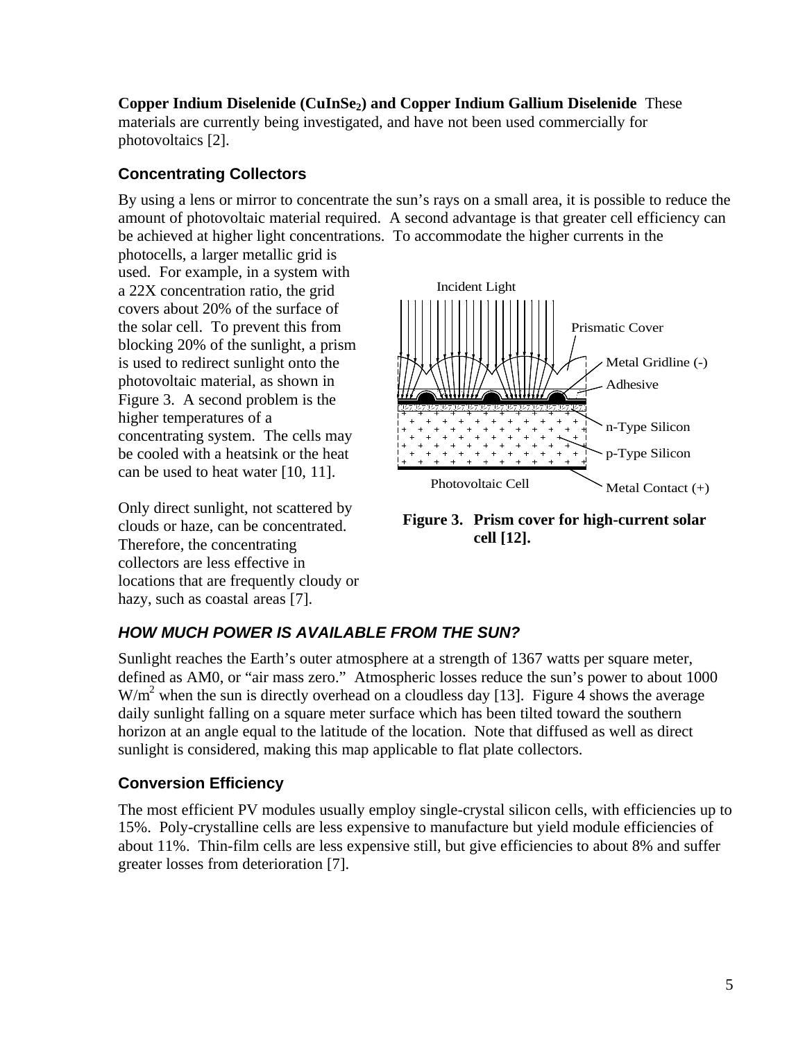**Copper Indium Diselenide ($CuInSe_2$) and Copper Indium Gallium Diselenide** These materials are currently being investigated, and have not been used commercially for photovoltaics [2].

### Concentrating Collectors

By using a lens or mirror to concentrate the sun's rays on a small area, it is possible to reduce the amount of photovoltaic material required. A second advantage is that greater cell efficiency can be achieved at higher light concentrations. To accommodate the higher currents in the photocells, a larger metallic grid is used. For example, in a system with a 22X concentration ratio, the grid covers about 20% of the surface of the solar cell. To prevent this from blocking 20% of the sunlight, a prism is used to redirect sunlight onto the photovoltaic material, as shown in Figure 3. A second problem is the higher temperatures of a concentrating system. The cells may be cooled with a heatsink or the heat can be used to heat water [10, 11].

Only direct sunlight, not scattered by clouds or haze, can be concentrated. Therefore, the concentrating collectors are less effective in locations that are frequently cloudy or hazy, such as coastal areas [7].

Incident Light

Prismatic Cover

Metal Gridline (-)

Adhesive

n-Type Silicon

p-Type Silicon

Photovoltaic Cell

Metal Contact (+)

**Figure 3. Prism cover for high-current solar cell [12].**

## *HOW MUCH POWER IS AVAILABLE FROM THE SUN?*

Sunlight reaches the Earth's outer atmosphere at a strength of 1367 watts per square meter, defined as AM0, or "air mass zero." Atmospheric losses reduce the sun's power to about 1000 $W/m^2$ when the sun is directly overhead on a cloudless day [13]. Figure 4 shows the average daily sunlight falling on a square meter surface which has been tilted toward the southern horizon at an angle equal to the latitude of the location. Note that diffused as well as direct sunlight is considered, making this map applicable to flat plate collectors.

### Conversion Efficiency

The most efficient PV modules usually employ single-crystal silicon cells, with efficiencies up to 15%. Poly-crystalline cells are less expensive to manufacture but yield module efficiencies of about 11%. Thin-film cells are less expensive still, but give efficiencies to about 8% and suffer greater losses from deterioration [7].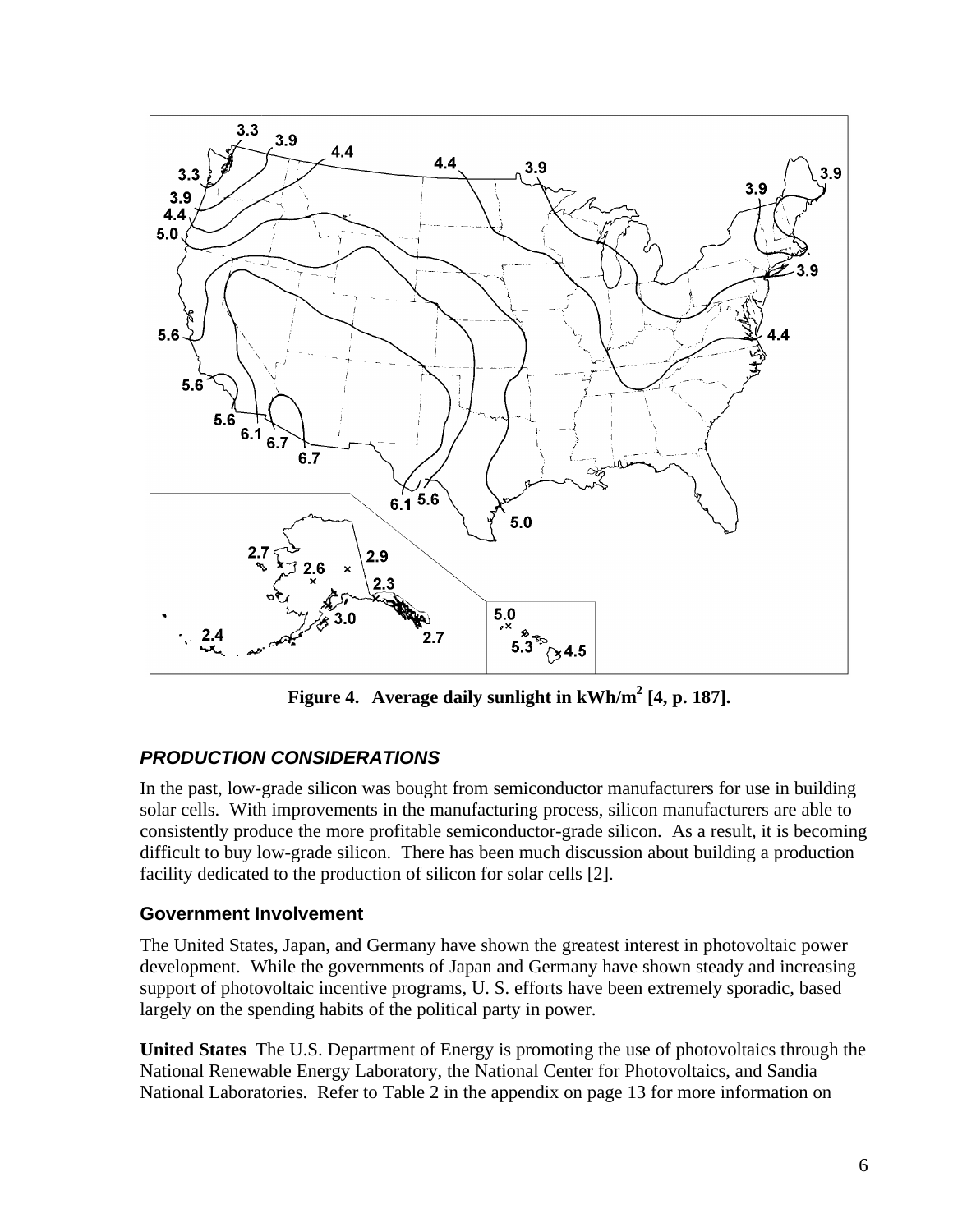Figure 4. Average daily sunlight in kWh/m$^2$ [4, p. 187].

### *PRODUCTION CONSIDERATIONS*

In the past, low-grade silicon was bought from semiconductor manufacturers for use in building solar cells. With improvements in the manufacturing process, silicon manufacturers are able to consistently produce the more profitable semiconductor-grade silicon. As a result, it is becoming difficult to buy low-grade silicon. There has been much discussion about building a production facility dedicated to the production of silicon for solar cells [2].

#### Government Involvement

The United States, Japan, and Germany have shown the greatest interest in photovoltaic power development. While the governments of Japan and Germany have shown steady and increasing support of photovoltaic incentive programs, U. S. efforts have been extremely sporadic, based largely on the spending habits of the political party in power.

**United States** The U.S. Department of Energy is promoting the use of photovoltaics through the National Renewable Energy Laboratory, the National Center for Photovoltaics, and Sandia National Laboratories. Refer to Table 2 in the appendix on page 13 for more information on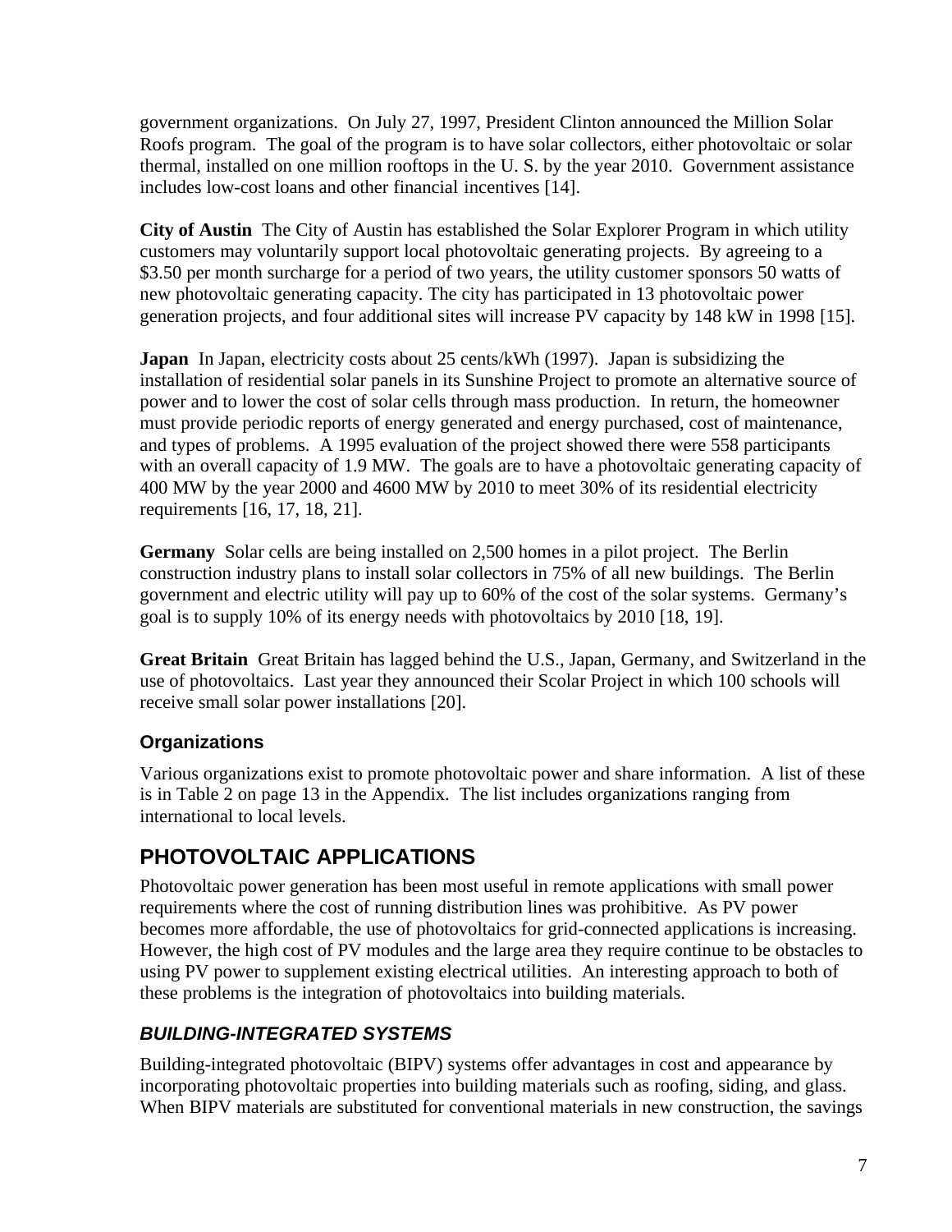government organizations. On July 27, 1997, President Clinton announced the Million Solar Roofs program. The goal of the program is to have solar collectors, either photovoltaic or solar thermal, installed on one million rooftops in the U. S. by the year 2010. Government assistance includes low-cost loans and other financial incentives [14].

**City of Austin** The City of Austin has established the Solar Explorer Program in which utility customers may voluntarily support local photovoltaic generating projects. By agreeing to a \$3.50 per month surcharge for a period of two years, the utility customer sponsors 50 watts of new photovoltaic generating capacity. The city has participated in 13 photovoltaic power generation projects, and four additional sites will increase PV capacity by 148 kW in 1998 [15].

**Japan** In Japan, electricity costs about 25 cents/kWh (1997). Japan is subsidizing the installation of residential solar panels in its Sunshine Project to promote an alternative source of power and to lower the cost of solar cells through mass production. In return, the homeowner must provide periodic reports of energy generated and energy purchased, cost of maintenance, and types of problems. A 1995 evaluation of the project showed there were 558 participants with an overall capacity of 1.9 MW. The goals are to have a photovoltaic generating capacity of 400 MW by the year 2000 and 4600 MW by 2010 to meet 30% of its residential electricity requirements [16, 17, 18, 21].

**Germany** Solar cells are being installed on 2,500 homes in a pilot project. The Berlin construction industry plans to install solar collectors in 75% of all new buildings. The Berlin government and electric utility will pay up to 60% of the cost of the solar systems. Germany's goal is to supply 10% of its energy needs with photovoltaics by 2010 [18, 19].

**Great Britain** Great Britain has lagged behind the U.S., Japan, Germany, and Switzerland in the use of photovoltaics. Last year they announced their Scolar Project in which 100 schools will receive small solar power installations [20].

### Organizations

Various organizations exist to promote photovoltaic power and share information. A list of these is in Table 2 on page 13 in the Appendix. The list includes organizations ranging from international to local levels.

## PHOTOVOLTAIC APPLICATIONS

Photovoltaic power generation has been most useful in remote applications with small power requirements where the cost of running distribution lines was prohibitive. As PV power becomes more affordable, the use of photovoltaics for grid-connected applications is increasing. However, the high cost of PV modules and the large area they require continue to be obstacles to using PV power to supplement existing electrical utilities. An interesting approach to both of these problems is the integration of photovoltaics into building materials.

### *BUILDING-INTEGRATED SYSTEMS*

Building-integrated photovoltaic (BIPV) systems offer advantages in cost and appearance by incorporating photovoltaic properties into building materials such as roofing, siding, and glass. When BIPV materials are substituted for conventional materials in new construction, the savings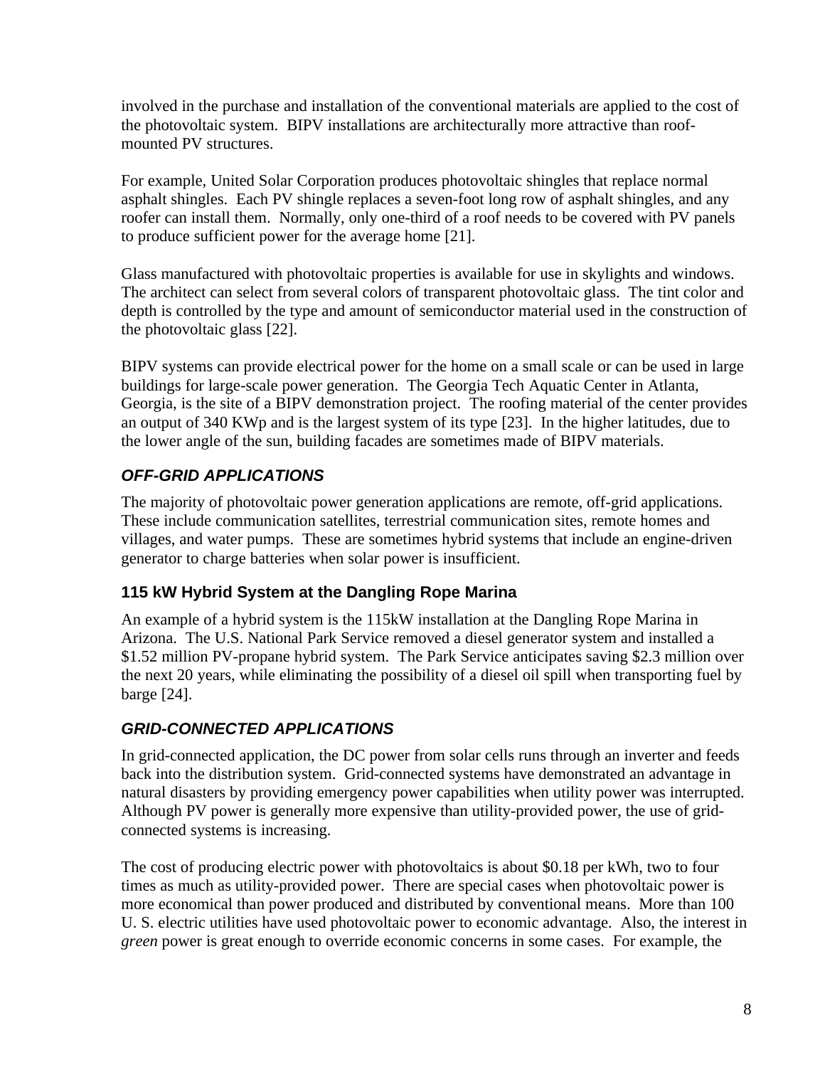involved in the purchase and installation of the conventional materials are applied to the cost of the photovoltaic system. BIPV installations are architecturally more attractive than roof-mounted PV structures.

For example, United Solar Corporation produces photovoltaic shingles that replace normal asphalt shingles. Each PV shingle replaces a seven-foot long row of asphalt shingles, and any roofer can install them. Normally, only one-third of a roof needs to be covered with PV panels to produce sufficient power for the average home [21].

Glass manufactured with photovoltaic properties is available for use in skylights and windows. The architect can select from several colors of transparent photovoltaic glass. The tint color and depth is controlled by the type and amount of semiconductor material used in the construction of the photovoltaic glass [22].

BIPV systems can provide electrical power for the home on a small scale or can be used in large buildings for large-scale power generation. The Georgia Tech Aquatic Center in Atlanta, Georgia, is the site of a BIPV demonstration project. The roofing material of the center provides an output of 340 KWp and is the largest system of its type [23]. In the higher latitudes, due to the lower angle of the sun, building facades are sometimes made of BIPV materials.

## *OFF-GRID APPLICATIONS*

The majority of photovoltaic power generation applications are remote, off-grid applications. These include communication satellites, terrestrial communication sites, remote homes and villages, and water pumps. These are sometimes hybrid systems that include an engine-driven generator to charge batteries when solar power is insufficient.

### 115 kW Hybrid System at the Dangling Rope Marina

An example of a hybrid system is the 115kW installation at the Dangling Rope Marina in Arizona. The U.S. National Park Service removed a diesel generator system and installed a $1.52 million PV-propane hybrid system. The Park Service anticipates saving $2.3 million over the next 20 years, while eliminating the possibility of a diesel oil spill when transporting fuel by barge [24].

## *GRID-CONNECTED APPLICATIONS*

In grid-connected application, the DC power from solar cells runs through an inverter and feeds back into the distribution system. Grid-connected systems have demonstrated an advantage in natural disasters by providing emergency power capabilities when utility power was interrupted. Although PV power is generally more expensive than utility-provided power, the use of grid-connected systems is increasing.

The cost of producing electric power with photovoltaics is about $0.18 per kWh, two to four times as much as utility-provided power. There are special cases when photovoltaic power is more economical than power produced and distributed by conventional means. More than 100 U. S. electric utilities have used photovoltaic power to economic advantage. Also, the interest in *green* power is great enough to override economic concerns in some cases. For example, the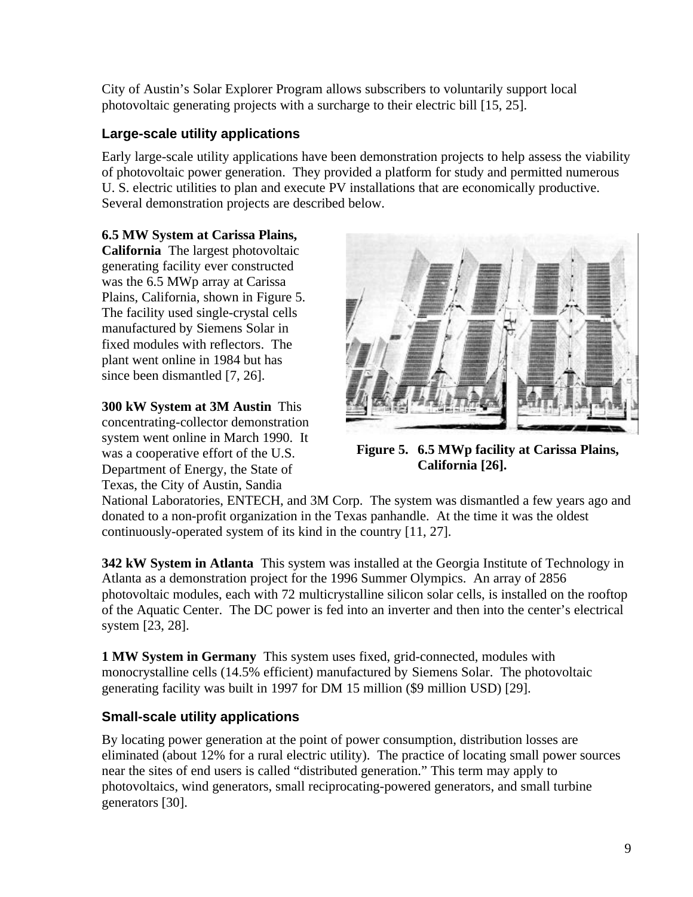City of Austin's Solar Explorer Program allows subscribers to voluntarily support local photovoltaic generating projects with a surcharge to their electric bill [15, 25].

### Large-scale utility applications

Early large-scale utility applications have been demonstration projects to help assess the viability of photovoltaic power generation. They provided a platform for study and permitted numerous U. S. electric utilities to plan and execute PV installations that are economically productive. Several demonstration projects are described below.

**6.5 MW System at Carissa Plains, California** The largest photovoltaic generating facility ever constructed was the 6.5 MWp array at Carissa Plains, California, shown in Figure 5. The facility used single-crystal cells manufactured by Siemens Solar in fixed modules with reflectors. The plant went online in 1984 but has since been dismantled [7, 26].

**Figure 5. 6.5 MWp facility at Carissa Plains, California [26].**

**300 kW System at 3M Austin** This concentrating-collector demonstration system went online in March 1990. It was a cooperative effort of the U.S. Department of Energy, the State of Texas, the City of Austin, Sandia National Laboratories, ENTECH, and 3M Corp. The system was dismantled a few years ago and donated to a non-profit organization in the Texas panhandle. At the time it was the oldest continuously-operated system of its kind in the country [11, 27].

**342 kW System in Atlanta** This system was installed at the Georgia Institute of Technology in Atlanta as a demonstration project for the 1996 Summer Olympics. An array of 2856 photovoltaic modules, each with 72 multicrystalline silicon solar cells, is installed on the rooftop of the Aquatic Center. The DC power is fed into an inverter and then into the center's electrical system [23, 28].

**1 MW System in Germany** This system uses fixed, grid-connected, modules with monocrystalline cells (14.5% efficient) manufactured by Siemens Solar. The photovoltaic generating facility was built in 1997 for DM 15 million ($9 million USD) [29].

### Small-scale utility applications

By locating power generation at the point of power consumption, distribution losses are eliminated (about 12% for a rural electric utility). The practice of locating small power sources near the sites of end users is called "distributed generation." This term may apply to photovoltaics, wind generators, small reciprocating-powered generators, and small turbine generators [30].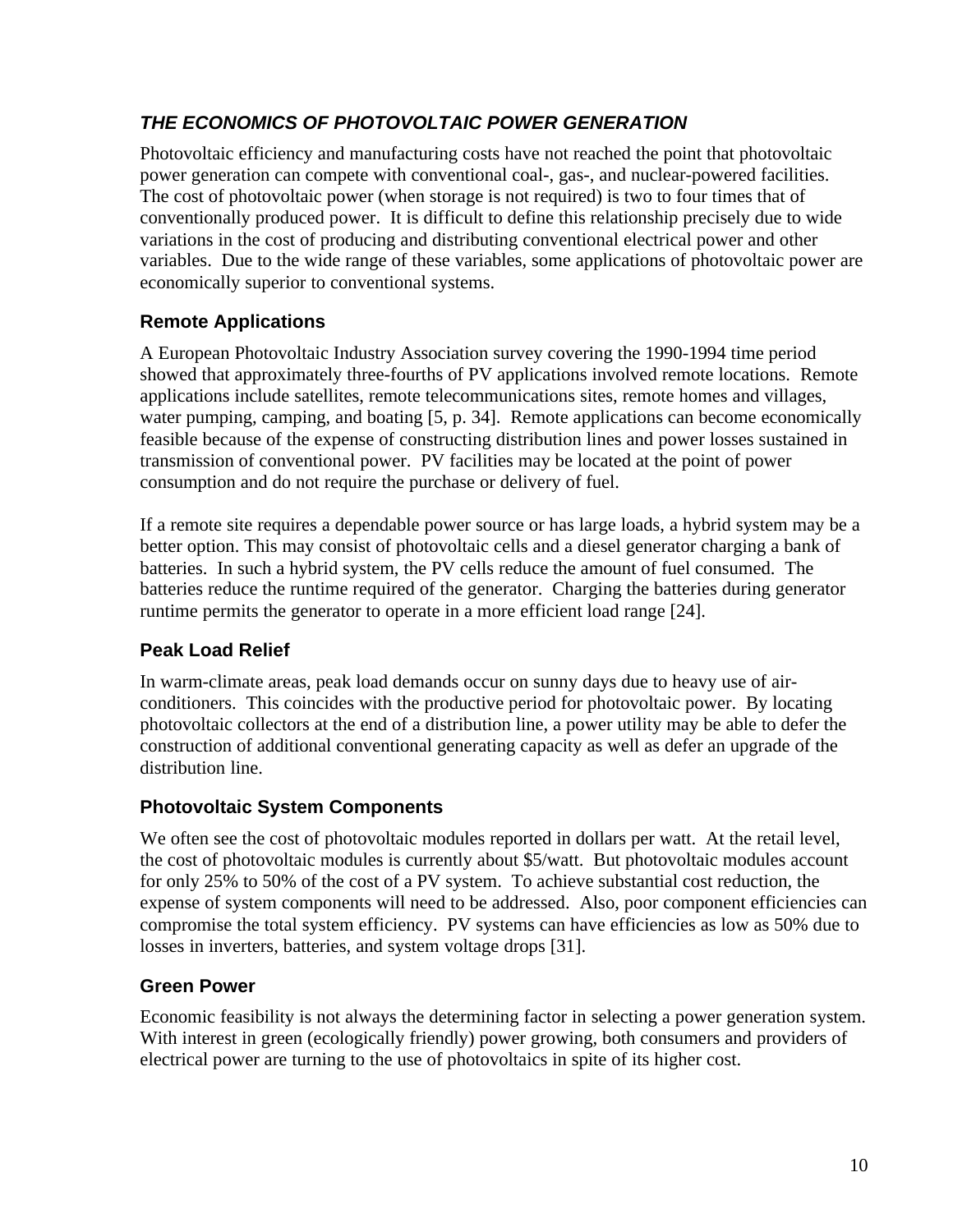## ***THE ECONOMICS OF PHOTOVOLTAIC POWER GENERATION***

Photovoltaic efficiency and manufacturing costs have not reached the point that photovoltaic power generation can compete with conventional coal-, gas-, and nuclear-powered facilities. The cost of photovoltaic power (when storage is not required) is two to four times that of conventionally produced power. It is difficult to define this relationship precisely due to wide variations in the cost of producing and distributing conventional electrical power and other variables. Due to the wide range of these variables, some applications of photovoltaic power are economically superior to conventional systems.

### Remote Applications

A European Photovoltaic Industry Association survey covering the 1990-1994 time period showed that approximately three-fourths of PV applications involved remote locations. Remote applications include satellites, remote telecommunications sites, remote homes and villages, water pumping, camping, and boating [5, p. 34]. Remote applications can become economically feasible because of the expense of constructing distribution lines and power losses sustained in transmission of conventional power. PV facilities may be located at the point of power consumption and do not require the purchase or delivery of fuel.

If a remote site requires a dependable power source or has large loads, a hybrid system may be a better option. This may consist of photovoltaic cells and a diesel generator charging a bank of batteries. In such a hybrid system, the PV cells reduce the amount of fuel consumed. The batteries reduce the runtime required of the generator. Charging the batteries during generator runtime permits the generator to operate in a more efficient load range [24].

### Peak Load Relief

In warm-climate areas, peak load demands occur on sunny days due to heavy use of air-conditioners. This coincides with the productive period for photovoltaic power. By locating photovoltaic collectors at the end of a distribution line, a power utility may be able to defer the construction of additional conventional generating capacity as well as defer an upgrade of the distribution line.

### Photovoltaic System Components

We often see the cost of photovoltaic modules reported in dollars per watt. At the retail level, the cost of photovoltaic modules is currently about $5/watt. But photovoltaic modules account for only 25% to 50% of the cost of a PV system. To achieve substantial cost reduction, the expense of system components will need to be addressed. Also, poor component efficiencies can compromise the total system efficiency. PV systems can have efficiencies as low as 50% due to losses in inverters, batteries, and system voltage drops [31].

### Green Power

Economic feasibility is not always the determining factor in selecting a power generation system. With interest in green (ecologically friendly) power growing, both consumers and providers of electrical power are turning to the use of photovoltaics in spite of its higher cost.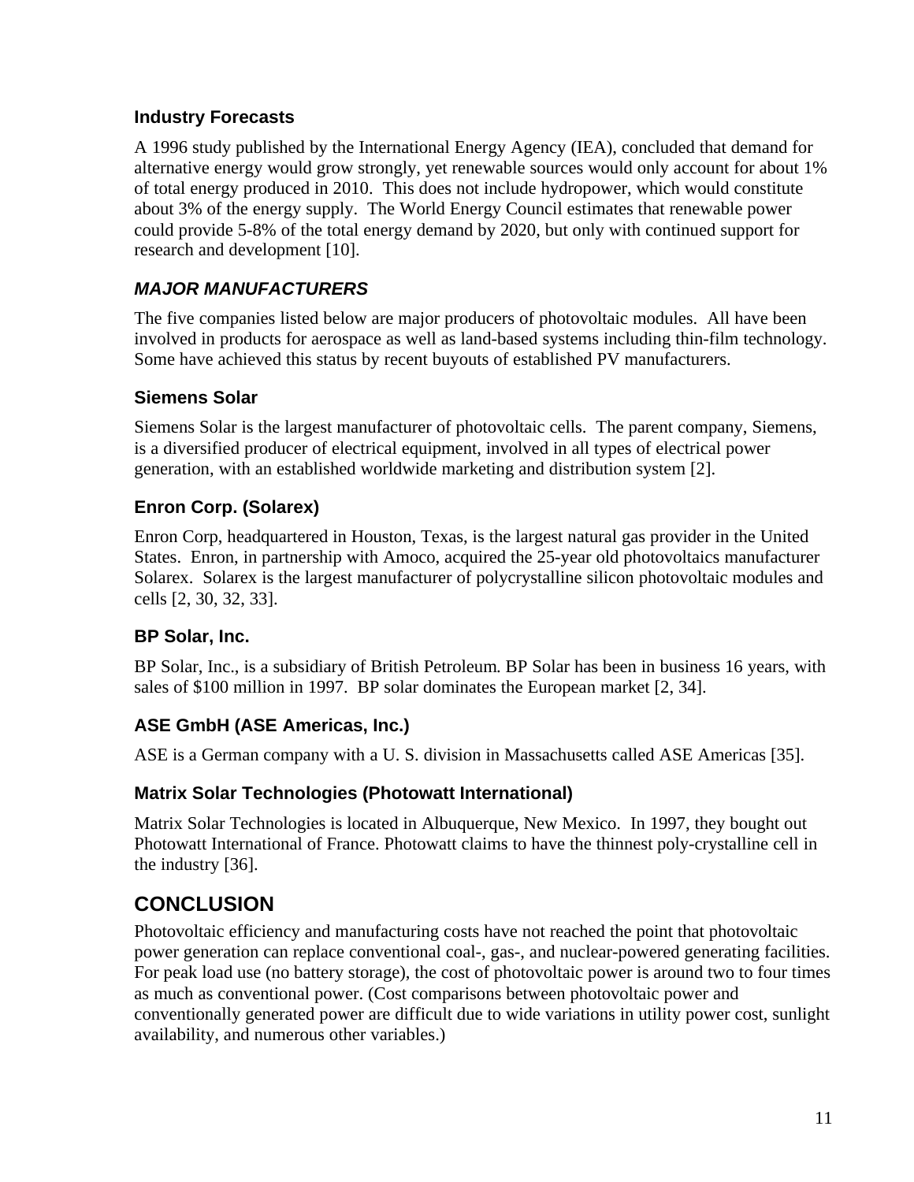### Industry Forecasts

A 1996 study published by the International Energy Agency (IEA), concluded that demand for alternative energy would grow strongly, yet renewable sources would only account for about 1% of total energy produced in 2010. This does not include hydropower, which would constitute about 3% of the energy supply. The World Energy Council estimates that renewable power could provide 5-8% of the total energy demand by 2020, but only with continued support for research and development [10].

## *MAJOR MANUFACTURERS*

The five companies listed below are major producers of photovoltaic modules. All have been involved in products for aerospace as well as land-based systems including thin-film technology. Some have achieved this status by recent buyouts of established PV manufacturers.

### Siemens Solar

Siemens Solar is the largest manufacturer of photovoltaic cells. The parent company, Siemens, is a diversified producer of electrical equipment, involved in all types of electrical power generation, with an established worldwide marketing and distribution system [2].

### Enron Corp. (Solarex)

Enron Corp, headquartered in Houston, Texas, is the largest natural gas provider in the United States. Enron, in partnership with Amoco, acquired the 25-year old photovoltaics manufacturer Solarex. Solarex is the largest manufacturer of polycrystalline silicon photovoltaic modules and cells [2, 30, 32, 33].

### BP Solar, Inc.

BP Solar, Inc., is a subsidiary of British Petroleum. BP Solar has been in business 16 years, with sales of $100 million in 1997. BP solar dominates the European market [2, 34].

### ASE GmbH (ASE Americas, Inc.)

ASE is a German company with a U. S. division in Massachusetts called ASE Americas [35].

### Matrix Solar Technologies (Photowatt International)

Matrix Solar Technologies is located in Albuquerque, New Mexico. In 1997, they bought out Photowatt International of France. Photowatt claims to have the thinnest poly-crystalline cell in the industry [36].

## CONCLUSION

Photovoltaic efficiency and manufacturing costs have not reached the point that photovoltaic power generation can replace conventional coal-, gas-, and nuclear-powered generating facilities. For peak load use (no battery storage), the cost of photovoltaic power is around two to four times as much as conventional power. (Cost comparisons between photovoltaic power and conventionally generated power are difficult due to wide variations in utility power cost, sunlight availability, and numerous other variables.)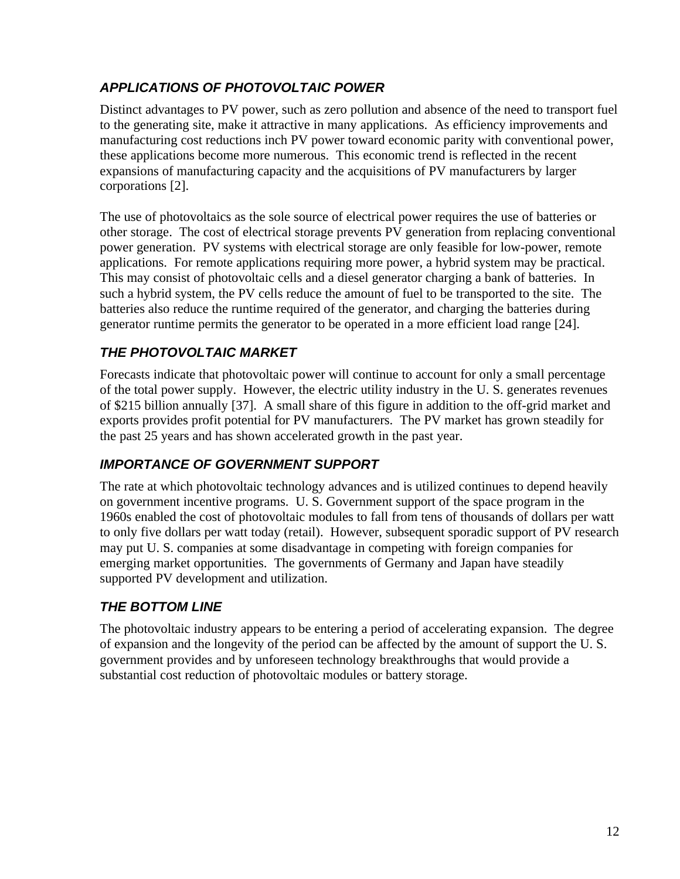### *APPLICATIONS OF PHOTOVOLTAIC POWER*

Distinct advantages to PV power, such as zero pollution and absence of the need to transport fuel to the generating site, make it attractive in many applications. As efficiency improvements and manufacturing cost reductions inch PV power toward economic parity with conventional power, these applications become more numerous. This economic trend is reflected in the recent expansions of manufacturing capacity and the acquisitions of PV manufacturers by larger corporations [2].

The use of photovoltaics as the sole source of electrical power requires the use of batteries or other storage. The cost of electrical storage prevents PV generation from replacing conventional power generation. PV systems with electrical storage are only feasible for low-power, remote applications. For remote applications requiring more power, a hybrid system may be practical. This may consist of photovoltaic cells and a diesel generator charging a bank of batteries. In such a hybrid system, the PV cells reduce the amount of fuel to be transported to the site. The batteries also reduce the runtime required of the generator, and charging the batteries during generator runtime permits the generator to be operated in a more efficient load range [24].

### *THE PHOTOVOLTAIC MARKET*

Forecasts indicate that photovoltaic power will continue to account for only a small percentage of the total power supply. However, the electric utility industry in the U. S. generates revenues of $215 billion annually [37]. A small share of this figure in addition to the off-grid market and exports provides profit potential for PV manufacturers. The PV market has grown steadily for the past 25 years and has shown accelerated growth in the past year.

### *IMPORTANCE OF GOVERNMENT SUPPORT*

The rate at which photovoltaic technology advances and is utilized continues to depend heavily on government incentive programs. U. S. Government support of the space program in the 1960s enabled the cost of photovoltaic modules to fall from tens of thousands of dollars per watt to only five dollars per watt today (retail). However, subsequent sporadic support of PV research may put U. S. companies at some disadvantage in competing with foreign companies for emerging market opportunities. The governments of Germany and Japan have steadily supported PV development and utilization.

### *THE BOTTOM LINE*

The photovoltaic industry appears to be entering a period of accelerating expansion. The degree of expansion and the longevity of the period can be affected by the amount of support the U. S. government provides and by unforeseen technology breakthroughs that would provide a substantial cost reduction of photovoltaic modules or battery storage.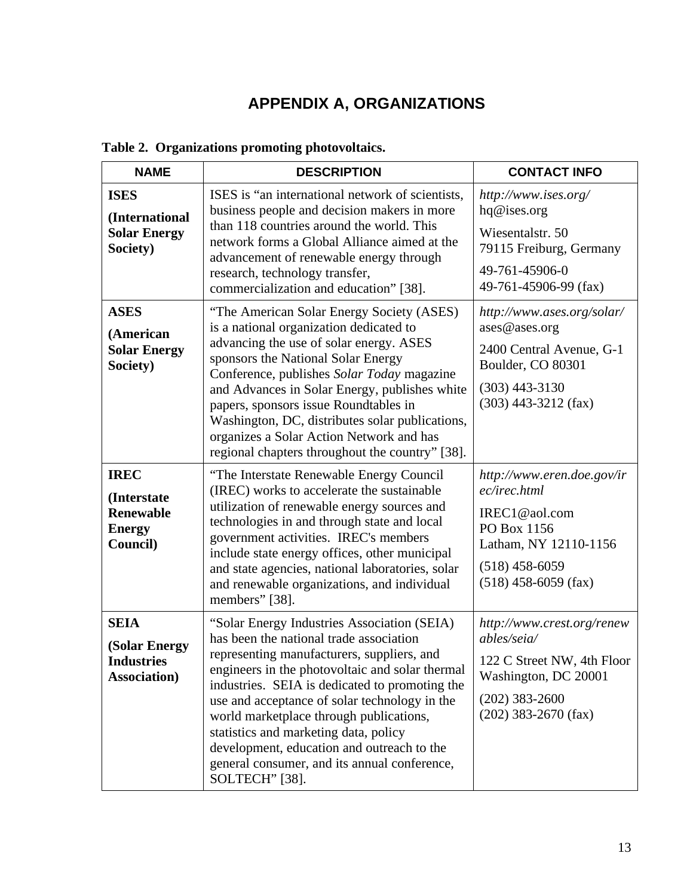# APPENDIX A, ORGANIZATIONS

**Table 2. Organizations promoting photovoltaics.**

| NAME | DESCRIPTION | CONTACT INFO |
|---|---|---|
| **ISES** **(International Solar Energy Society)** | ISES is "an international network of scientists, business people and decision makers in more than 118 countries around the world. This network forms a Global Alliance aimed at the advancement of renewable energy through research, technology transfer, commercialization and education" [38]. | *http://www.ises.org/* hq@ises.org Wiesentalstr. 50 79115 Freiburg, Germany 49-761-45906-0 49-761-45906-99 (fax) |
| **ASES** **(American Solar Energy Society)** | "The American Solar Energy Society (ASES) is a national organization dedicated to advancing the use of solar energy. ASES sponsors the National Solar Energy Conference, publishes *Solar Today* magazine and Advances in Solar Energy, publishes white papers, sponsors issue Roundtables in Washington, DC, distributes solar publications, organizes a Solar Action Network and has regional chapters throughout the country" [38]. | *http://www.ases.org/solar/* ases@ases.org 2400 Central Avenue, G-1 Boulder, CO 80301 (303) 443-3130 (303) 443-3212 (fax) |
| **IREC** **(Interstate Renewable Energy Council)** | "The Interstate Renewable Energy Council (IREC) works to accelerate the sustainable utilization of renewable energy sources and technologies in and through state and local government activities. IREC's members include state energy offices, other municipal and state agencies, national laboratories, solar and renewable organizations, and individual members" [38]. | *http://www.eren.doe.gov/irec/irec.html* IREC1@aol.com PO Box 1156 Latham, NY 12110-1156 (518) 458-6059 (518) 458-6059 (fax) |
| **SEIA** **(Solar Energy Industries Association)** | "Solar Energy Industries Association (SEIA) has been the national trade association representing manufacturers, suppliers, and engineers in the photovoltaic and solar thermal industries. SEIA is dedicated to promoting the use and acceptance of solar technology in the world marketplace through publications, statistics and marketing data, policy development, education and outreach to the general consumer, and its annual conference, SOLTECH" [38]. | *http://www.crest.org/renewables/seia/* 122 C Street NW, 4th Floor Washington, DC 20001 (202) 383-2600 (202) 383-2670 (fax) |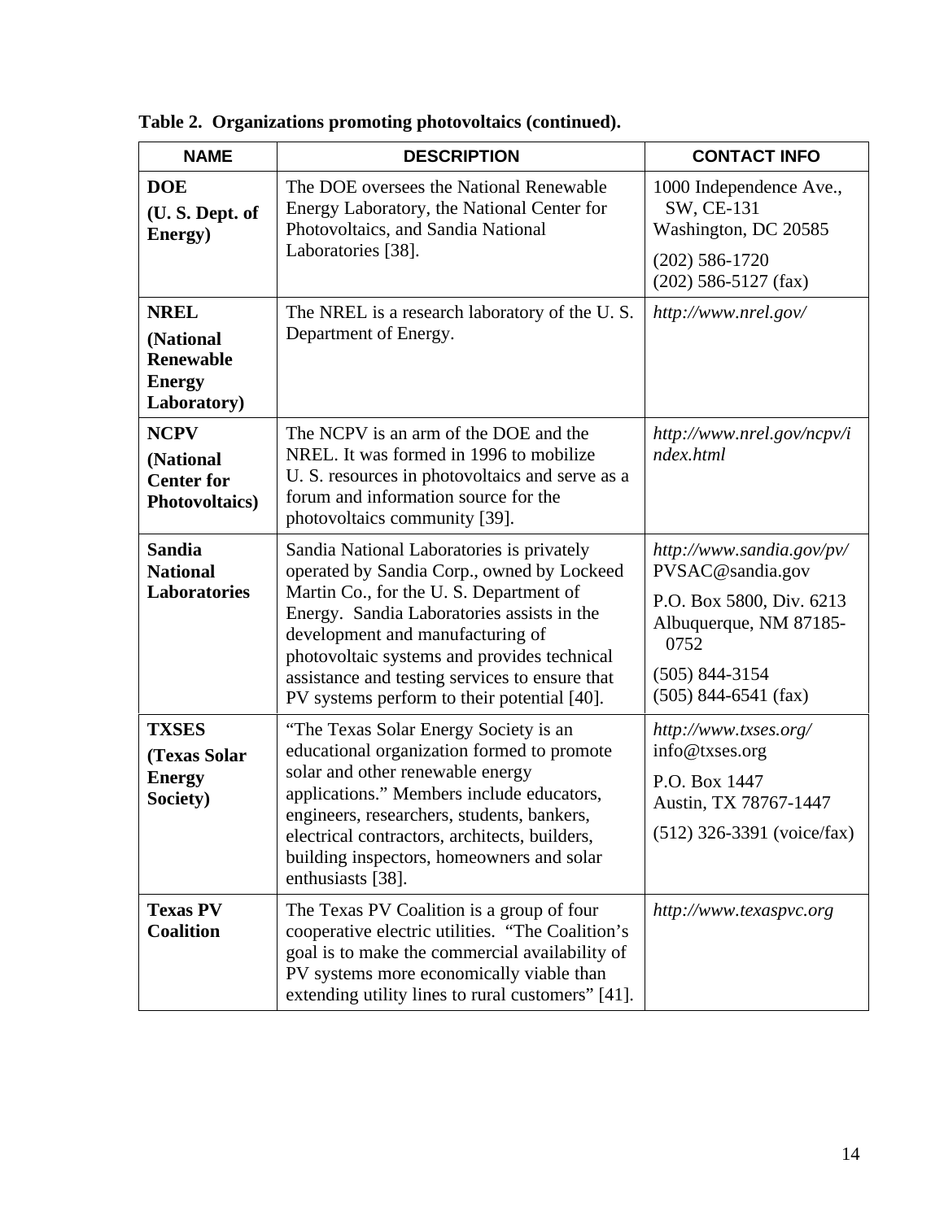**Table 2. Organizations promoting photovoltaics (continued).**

| NAME | DESCRIPTION | CONTACT INFO |
|---|---|---|
| **DOE (U. S. Dept. of Energy)** | The DOE oversees the National Renewable Energy Laboratory, the National Center for Photovoltaics, and Sandia National Laboratories [38]. | 1000 Independence Ave., SW, CE-131 Washington, DC 20585 (202) 586-1720 (202) 586-5127 (fax) |
| **NREL (National Renewable Energy Laboratory)** | The NREL is a research laboratory of the U. S. Department of Energy. | *http://www.nrel.gov/* |
| **NCPV (National Center for Photovoltaics)** | The NCPV is an arm of the DOE and the NREL. It was formed in 1996 to mobilize U. S. resources in photovoltaics and serve as a forum and information source for the photovoltaics community [39]. | *http://www.nrel.gov/ncpv/index.html* |
| **Sandia National Laboratories** | Sandia National Laboratories is privately operated by Sandia Corp., owned by Lockeed Martin Co., for the U. S. Department of Energy. Sandia Laboratories assists in the development and manufacturing of photovoltaic systems and provides technical assistance and testing services to ensure that PV systems perform to their potential [40]. | *http://www.sandia.gov/pv/* PVSAC@sandia.gov P.O. Box 5800, Div. 6213 Albuquerque, NM 87185-0752 (505) 844-3154 (505) 844-6541 (fax) |
| **TXSES (Texas Solar Energy Society)** | "The Texas Solar Energy Society is an educational organization formed to promote solar and other renewable energy applications." Members include educators, engineers, researchers, students, bankers, electrical contractors, architects, builders, building inspectors, homeowners and solar enthusiasts [38]. | *http://www.txses.org/* info@txses.org P.O. Box 1447 Austin, TX 78767-1447 (512) 326-3391 (voice/fax) |
| **Texas PV Coalition** | The Texas PV Coalition is a group of four cooperative electric utilities. "The Coalition's goal is to make the commercial availability of PV systems more economically viable than extending utility lines to rural customers" [41]. | *http://www.texaspvc.org* |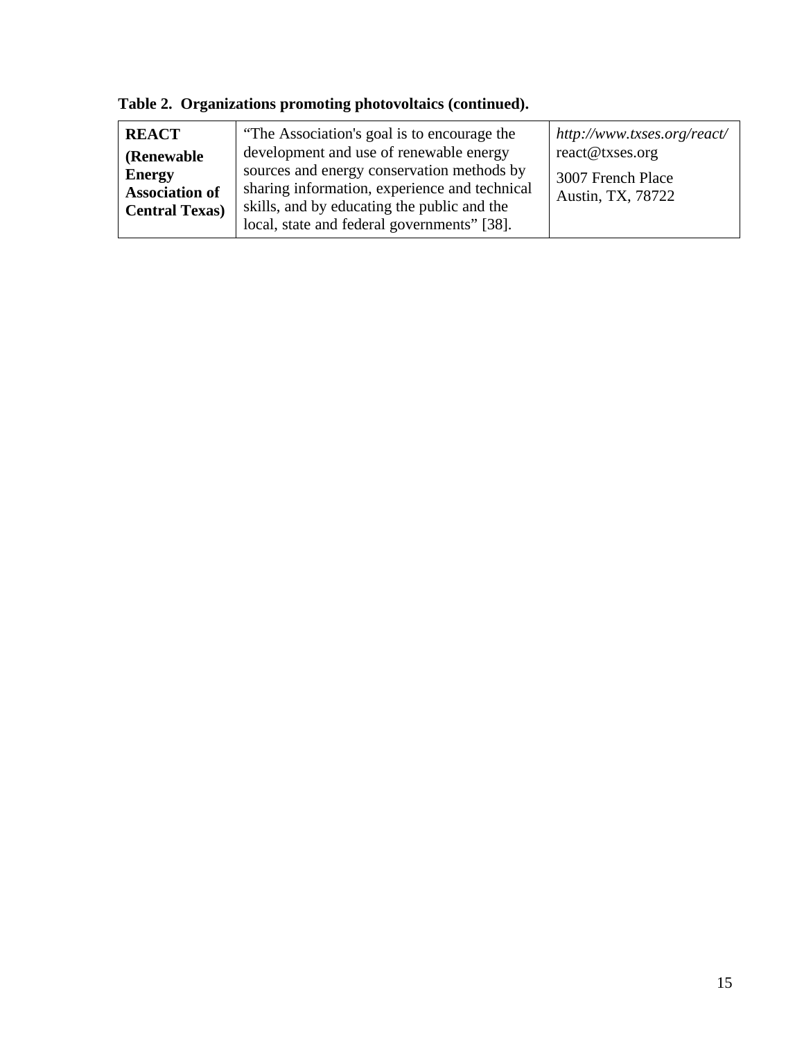**Table 2. Organizations promoting photovoltaics (continued).**

| | | |
|---|---|---|
| **REACT (Renewable Energy Association of Central Texas)** | "The Association's goal is to encourage the development and use of renewable energy sources and energy conservation methods by sharing information, experience and technical skills, and by educating the public and the local, state and federal governments" [38]. | *http://www.txses.org/react/* react@txses.org<br>3007 French Place Austin, TX, 78722 |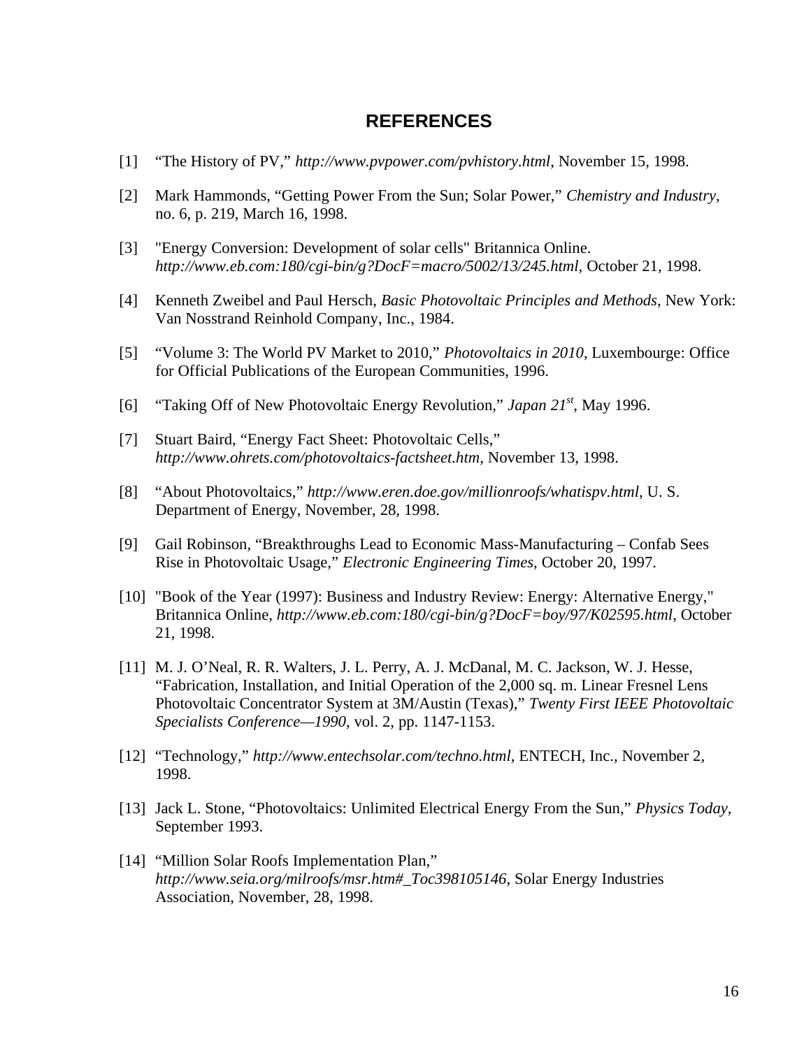# REFERENCES

[1] "The History of PV," *http://www.pvpower.com/pvhistory.html*, November 15, 1998.

[2] Mark Hammonds, "Getting Power From the Sun; Solar Power," *Chemistry and Industry*, no. 6, p. 219, March 16, 1998.

[3] "Energy Conversion: Development of solar cells" Britannica Online. *http://www.eb.com:180/cgi-bin/g?DocF=macro/5002/13/245.html*, October 21, 1998.

[4] Kenneth Zweibel and Paul Hersch, *Basic Photovoltaic Principles and Methods*, New York: Van Nosstrand Reinhold Company, Inc., 1984.

[5] "Volume 3: The World PV Market to 2010," *Photovoltaics in 2010*, Luxembourge: Office for Official Publications of the European Communities, 1996.

[6] "Taking Off of New Photovoltaic Energy Revolution," *Japan 21st*, May 1996.

[7] Stuart Baird, "Energy Fact Sheet: Photovoltaic Cells," *http://www.ohrets.com/photovoltaics-factsheet.htm*, November 13, 1998.

[8] "About Photovoltaics," *http://www.eren.doe.gov/millionroofs/whatispv.html*, U. S. Department of Energy, November, 28, 1998.

[9] Gail Robinson, "Breakthroughs Lead to Economic Mass-Manufacturing – Confab Sees Rise in Photovoltaic Usage," *Electronic Engineering Times*, October 20, 1997.

[10] "Book of the Year (1997): Business and Industry Review: Energy: Alternative Energy," Britannica Online, *http://www.eb.com:180/cgi-bin/g?DocF=boy/97/K02595.html*, October 21, 1998.

[11] M. J. O'Neal, R. R. Walters, J. L. Perry, A. J. McDanal, M. C. Jackson, W. J. Hesse, "Fabrication, Installation, and Initial Operation of the 2,000 sq. m. Linear Fresnel Lens Photovoltaic Concentrator System at 3M/Austin (Texas)," *Twenty First IEEE Photovoltaic Specialists Conference—1990*, vol. 2, pp. 1147-1153.

[12] "Technology," *http://www.entechsolar.com/techno.html*, ENTECH, Inc., November 2, 1998.

[13] Jack L. Stone, "Photovoltaics: Unlimited Electrical Energy From the Sun," *Physics Today*, September 1993.

[14] "Million Solar Roofs Implementation Plan," *http://www.seia.org/milroofs/msr.htm#_Toc398105146*, Solar Energy Industries Association, November, 28, 1998.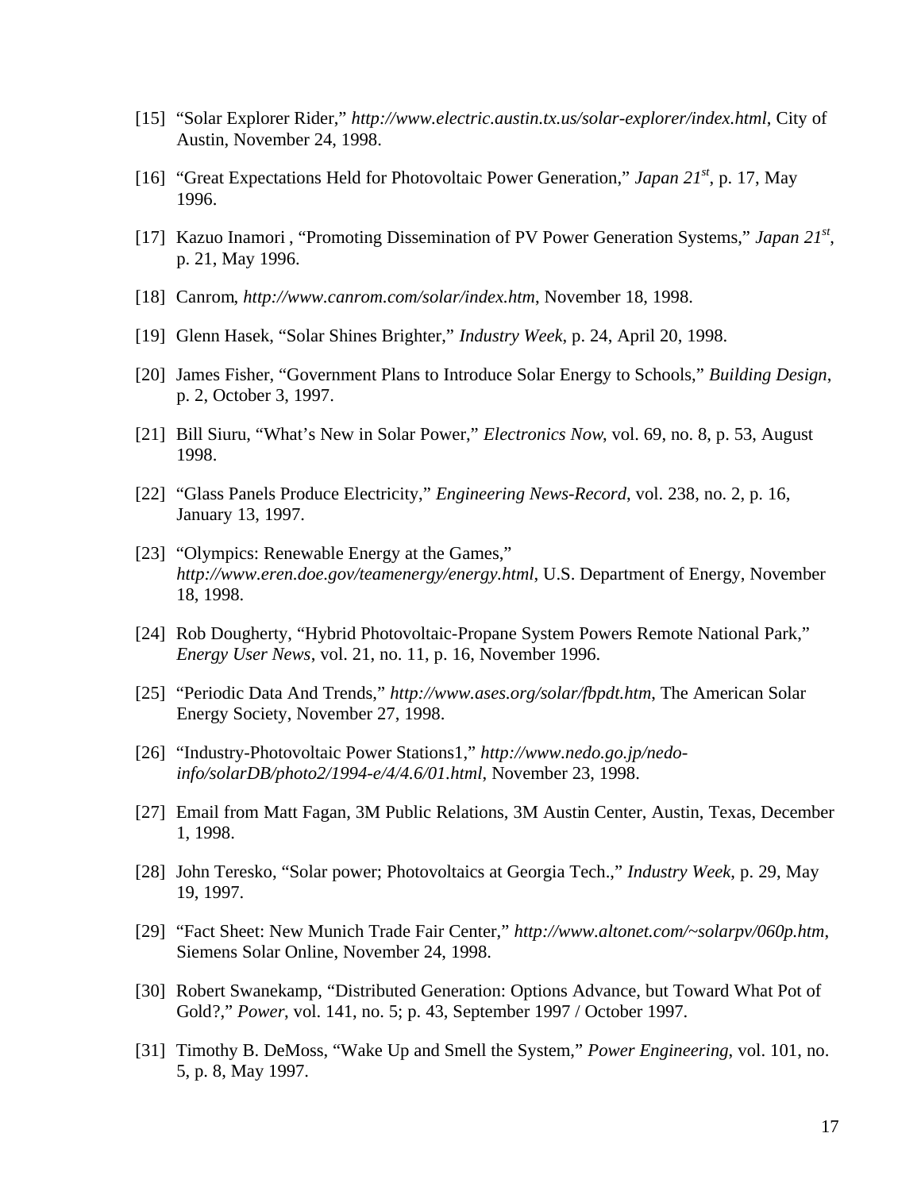[15] "Solar Explorer Rider," *http://www.electric.austin.tx.us/solar-explorer/index.html*, City of Austin, November 24, 1998.

[16] "Great Expectations Held for Photovoltaic Power Generation," *Japan 21st*, p. 17, May 1996.

[17] Kazuo Inamori , "Promoting Dissemination of PV Power Generation Systems," *Japan 21st*, p. 21, May 1996.

[18] Canrom, *http://www.canrom.com/solar/index.htm*, November 18, 1998.

[19] Glenn Hasek, "Solar Shines Brighter," *Industry Week*, p. 24, April 20, 1998.

[20] James Fisher, "Government Plans to Introduce Solar Energy to Schools," *Building Design*, p. 2, October 3, 1997.

[21] Bill Siuru, "What's New in Solar Power," *Electronics Now*, vol. 69, no. 8, p. 53, August 1998.

[22] "Glass Panels Produce Electricity," *Engineering News-Record*, vol. 238, no. 2, p. 16, January 13, 1997.

[23] "Olympics: Renewable Energy at the Games," *http://www.eren.doe.gov/teamenergy/energy.html*, U.S. Department of Energy, November 18, 1998.

[24] Rob Dougherty, "Hybrid Photovoltaic-Propane System Powers Remote National Park," *Energy User News*, vol. 21, no. 11, p. 16, November 1996.

[25] "Periodic Data And Trends," *http://www.ases.org/solar/fbpdt.htm*, The American Solar Energy Society, November 27, 1998.

[26] "Industry-Photovoltaic Power Stations1," *http://www.nedo.go.jp/nedo-info/solarDB/photo2/1994-e/4/4.6/01.html*, November 23, 1998.

[27] Email from Matt Fagan, 3M Public Relations, 3M Austin Center, Austin, Texas, December 1, 1998.

[28] John Teresko, "Solar power; Photovoltaics at Georgia Tech.," *Industry Week*, p. 29, May 19, 1997.

[29] "Fact Sheet: New Munich Trade Fair Center," *http://www.altonet.com/~solarpv/060p.htm*, Siemens Solar Online, November 24, 1998.

[30] Robert Swanekamp, "Distributed Generation: Options Advance, but Toward What Pot of Gold?," *Power*, vol. 141, no. 5; p. 43, September 1997 / October 1997.

[31] Timothy B. DeMoss, "Wake Up and Smell the System," *Power Engineering*, vol. 101, no. 5, p. 8, May 1997.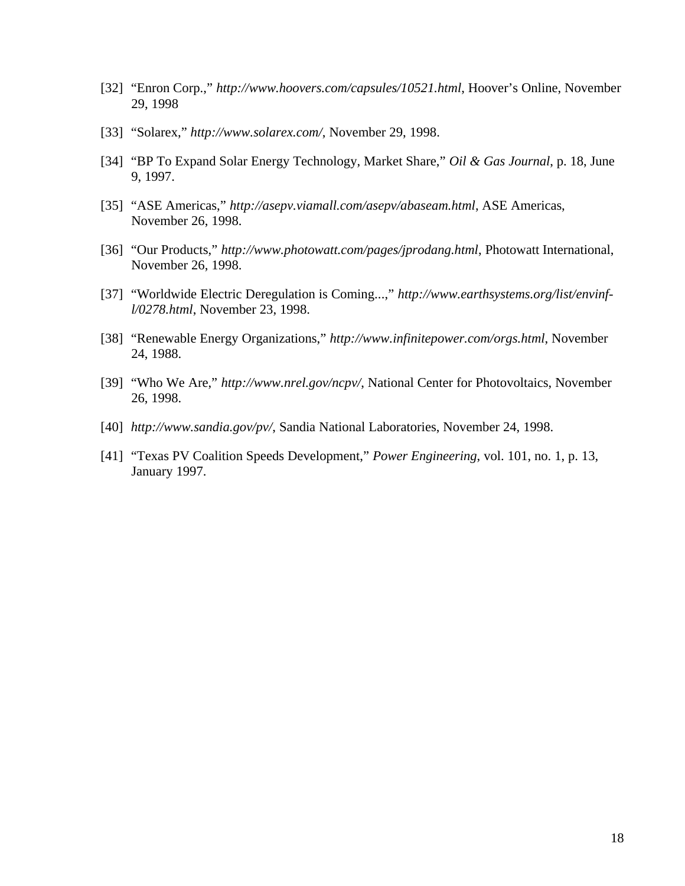[32] "Enron Corp.," *http://www.hoovers.com/capsules/10521.html*, Hoover's Online, November 29, 1998

[33] "Solarex," *http://www.solarex.com/*, November 29, 1998.

[34] "BP To Expand Solar Energy Technology, Market Share," *Oil & Gas Journal*, p. 18, June 9, 1997.

[35] "ASE Americas," *http://asepv.viamall.com/asepv/abaseam.html*, ASE Americas, November 26, 1998.

[36] "Our Products," *http://www.photowatt.com/pages/jprodang.html*, Photowatt International, November 26, 1998.

[37] "Worldwide Electric Deregulation is Coming...," *http://www.earthsystems.org/list/envinf-l/0278.html*, November 23, 1998.

[38] "Renewable Energy Organizations," *http://www.infinitepower.com/orgs.html*, November 24, 1988.

[39] "Who We Are," *http://www.nrel.gov/ncpv/*, National Center for Photovoltaics, November 26, 1998.

[40] *http://www.sandia.gov/pv/*, Sandia National Laboratories, November 24, 1998.

[41] "Texas PV Coalition Speeds Development," *Power Engineering*, vol. 101, no. 1, p. 13, January 1997.